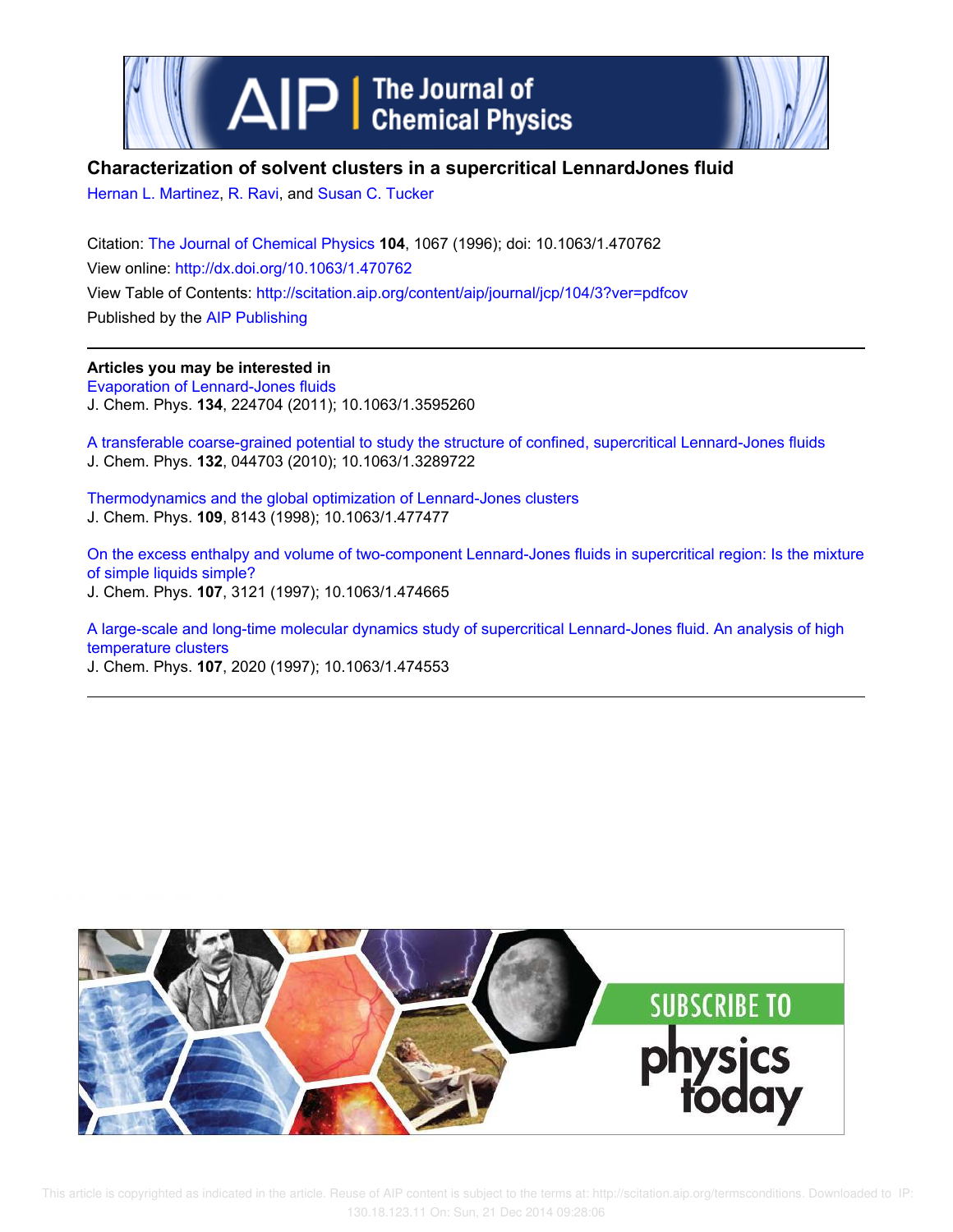# Characterization of solvent clusters in a supercritical LennardJones fluid

Hernan L. Martinez, R. Ravi, and Susan C. Tucker

Citation: The Journal of Chemical Physics **104**, 1067 (1996); doi: 10.1063/1.470762

View online: http://dx.doi.org/10.1063/1.470762

View Table of Contents: http://scitation.aip.org/content/aip/journal/jcp/104/3?ver=pdfcov

Published by the AIP Publishing

**Articles you may be interested in**

Evaporation of Lennard-Jones fluids
J. Chem. Phys. **134**, 224704 (2011); 10.1063/1.3595260

A transferable coarse-grained potential to study the structure of confined, supercritical Lennard-Jones fluids
J. Chem. Phys. **132**, 044703 (2010); 10.1063/1.3289722

Thermodynamics and the global optimization of Lennard-Jones clusters
J. Chem. Phys. **109**, 8143 (1998); 10.1063/1.477477

On the excess enthalpy and volume of two-component Lennard-Jones fluids in supercritical region: Is the mixture of simple liquids simple?
J. Chem. Phys. **107**, 3121 (1997); 10.1063/1.474665

A large-scale and long-time molecular dynamics study of supercritical Lennard-Jones fluid. An analysis of high temperature clusters
J. Chem. Phys. **107**, 2020 (1997); 10.1063/1.474553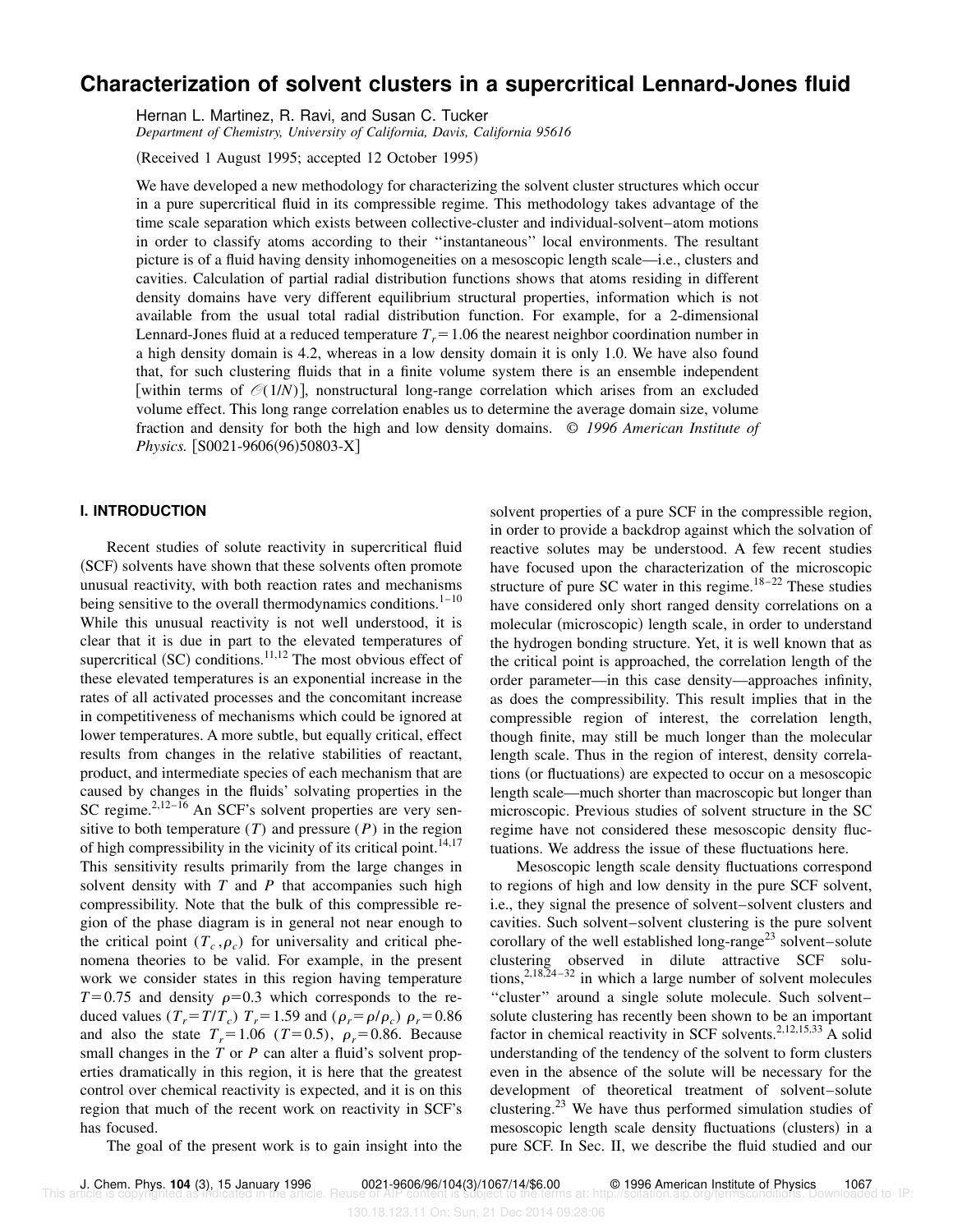# Characterization of solvent clusters in a supercritical Lennard-Jones fluid

Hernan L. Martinez, R. Ravi, and Susan C. Tucker

*Department of Chemistry, University of California, Davis, California 95616*

(Received 1 August 1995; accepted 12 October 1995)

We have developed a new methodology for characterizing the solvent cluster structures which occur in a pure supercritical fluid in its compressible regime. This methodology takes advantage of the time scale separation which exists between collective-cluster and individual-solvent–atom motions in order to classify atoms according to their "instantaneous" local environments. The resultant picture is of a fluid having density inhomogeneities on a mesoscopic length scale—i.e., clusters and cavities. Calculation of partial radial distribution functions shows that atoms residing in different density domains have very different equilibrium structural properties, information which is not available from the usual total radial distribution function. For example, for a 2-dimensional Lennard-Jones fluid at a reduced temperature $T_r = 1.06$ the nearest neighbor coordination number in a high density domain is 4.2, whereas in a low density domain it is only 1.0. We have also found that, for such clustering fluids that in a finite volume system there is an ensemble independent [within terms of $\mathcal{O}(1/N)$], nonstructural long-range correlation which arises from an excluded volume effect. This long range correlation enables us to determine the average domain size, volume fraction and density for both the high and low density domains. © *1996 American Institute of Physics.* [S0021-9606(96)50803-X]

## I. INTRODUCTION

Recent studies of solute reactivity in supercritical fluid (SCF) solvents have shown that these solvents often promote unusual reactivity, with both reaction rates and mechanisms being sensitive to the overall thermodynamics conditions.[1–10] While this unusual reactivity is not well understood, it is clear that it is due in part to the elevated temperatures of supercritical (SC) conditions.[11,12] The most obvious effect of these elevated temperatures is an exponential increase in the rates of all activated processes and the concomitant increase in competitiveness of mechanisms which could be ignored at lower temperatures. A more subtle, but equally critical, effect results from changes in the relative stabilities of reactant, product, and intermediate species of each mechanism that are caused by changes in the fluids' solvating properties in the SC regime.[2,12–16] An SCF's solvent properties are very sensitive to both temperature ($T$) and pressure ($P$) in the region of high compressibility in the vicinity of its critical point.[14,17] This sensitivity results primarily from the large changes in solvent density with $T$ and $P$ that accompanies such high compressibility. Note that the bulk of this compressible region of the phase diagram is in general not near enough to the critical point ($T_c, \rho_c$) for universality and critical phenomena theories to be valid. For example, in the present work we consider states in this region having temperature $T = 0.75$ and density $\rho = 0.3$ which corresponds to the reduced values ($T_r = T/T_c$) $T_r = 1.59$ and ($\rho_r = \rho/\rho_c$) $\rho_r = 0.86$ and also the state $T_r = 1.06$ ($T = 0.5$), $\rho_r = 0.86$. Because small changes in the $T$ or $P$ can alter a fluid's solvent properties dramatically in this region, it is here that the greatest control over chemical reactivity is expected, and it is on this region that much of the recent work on reactivity in SCF's has focused.

The goal of the present work is to gain insight into the solvent properties of a pure SCF in the compressible region, in order to provide a backdrop against which the solvation of reactive solutes may be understood. A few recent studies have focused upon the characterization of the microscopic structure of pure SC water in this regime.[18–22] These studies have considered only short ranged density correlations on a molecular (microscopic) length scale, in order to understand the hydrogen bonding structure. Yet, it is well known that as the critical point is approached, the correlation length of the order parameter—in this case density—approaches infinity, as does the compressibility. This result implies that in the compressible region of interest, the correlation length, though finite, may still be much longer than the molecular length scale. Thus in the region of interest, density correlations (or fluctuations) are expected to occur on a mesoscopic length scale—much shorter than macroscopic but longer than microscopic. Previous studies of solvent structure in the SC regime have not considered these mesoscopic density fluctuations. We address the issue of these fluctuations here.

Mesoscopic length scale density fluctuations correspond to regions of high and low density in the pure SCF solvent, i.e., they signal the presence of solvent–solvent clusters and cavities. Such solvent–solvent clustering is the pure solvent corollary of the well established long-range[23] solvent–solute clustering observed in dilute attractive SCF solutions,[2,18,24–32] in which a large number of solvent molecules "cluster" around a single solute molecule. Such solvent–solute clustering has recently been shown to be an important factor in chemical reactivity in SCF solvents.[2,12,15,33] A solid understanding of the tendency of the solvent to form clusters even in the absence of the solute will be necessary for the development of theoretical treatment of solvent–solute clustering.[23] We have thus performed simulation studies of mesoscopic length scale density fluctuations (clusters) in a pure SCF. In Sec. II, we describe the fluid studied and our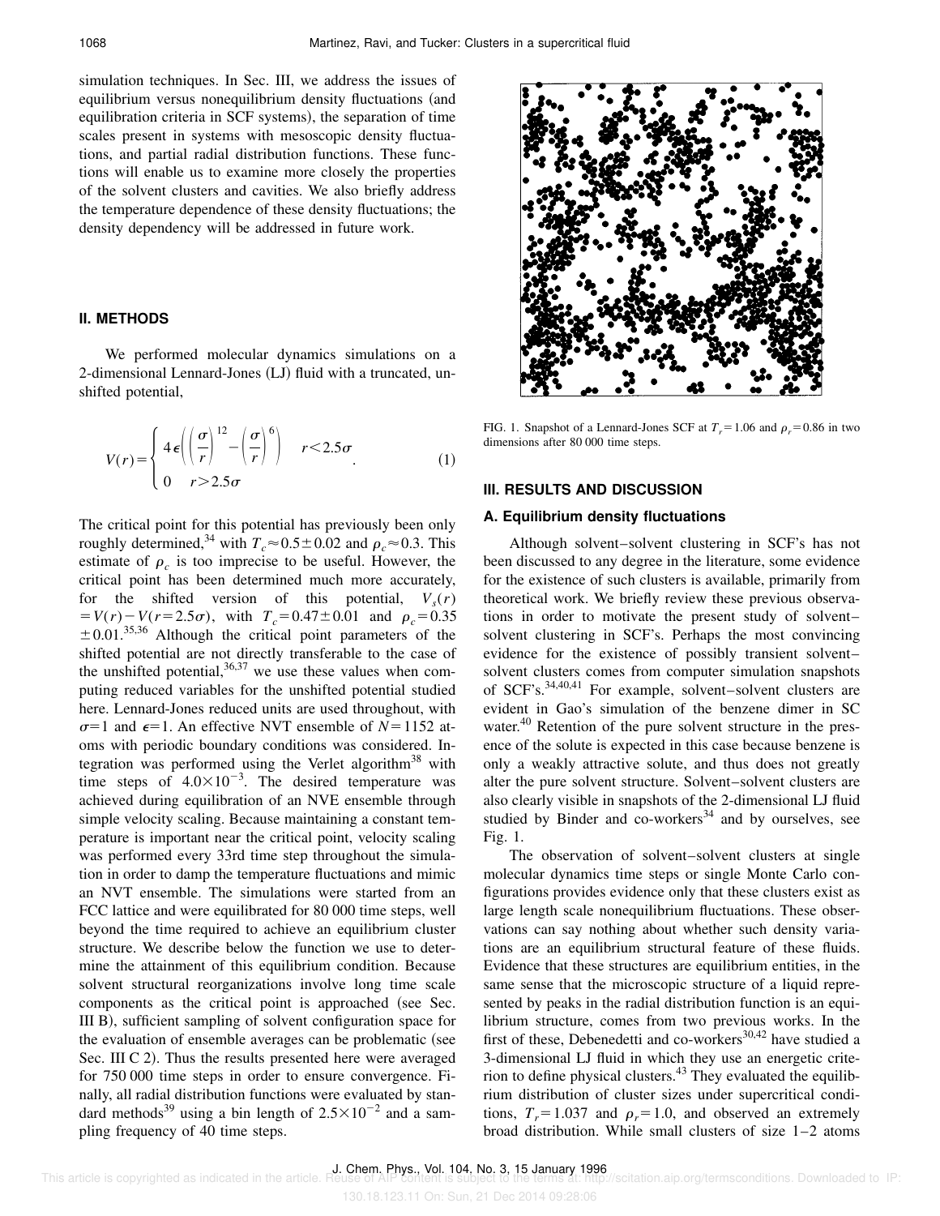simulation techniques. In Sec. III, we address the issues of equilibrium versus nonequilibrium density fluctuations (and equilibration criteria in SCF systems), the separation of time scales present in systems with mesoscopic density fluctuations, and partial radial distribution functions. These functions will enable us to examine more closely the properties of the solvent clusters and cavities. We also briefly address the temperature dependence of these density fluctuations; the density dependency will be addressed in future work.

## II. METHODS

We performed molecular dynamics simulations on a 2-dimensional Lennard-Jones (LJ) fluid with a truncated, unshifted potential,

$$V(r)=\begin{cases} 4\epsilon\left(\left(\frac{\sigma}{r}\right)^{12}-\left(\frac{\sigma}{r}\right)^{6}\right) & r<2.5\sigma \\ 0 & r>2.5\sigma \end{cases}. \tag{1}$$

The critical point for this potential has previously been only roughly determined,[34] with $T_c \approx 0.5 \pm 0.02$ and $\rho_c \approx 0.3$. This estimate of $\rho_c$ is too imprecise to be useful. However, the critical point has been determined much more accurately, for the shifted version of this potential, $V_s(r) = V(r) - V(r=2.5\sigma)$, with $T_c = 0.47 \pm 0.01$ and $\rho_c = 0.35 \pm 0.01$.[35,36] Although the critical point parameters of the shifted potential are not directly transferable to the case of the unshifted potential,[36,37] we use these values when computing reduced variables for the unshifted potential studied here. Lennard-Jones reduced units are used throughout, with $\sigma=1$ and $\epsilon=1$. An effective NVT ensemble of $N=1152$ atoms with periodic boundary conditions was considered. Integration was performed using the Verlet algorithm[38] with time steps of $4.0\times10^{-3}$. The desired temperature was achieved during equilibration of an NVE ensemble through simple velocity scaling. Because maintaining a constant temperature is important near the critical point, velocity scaling was performed every 33rd time step throughout the simulation in order to damp the temperature fluctuations and mimic an NVT ensemble. The simulations were started from an FCC lattice and were equilibrated for 80 000 time steps, well beyond the time required to achieve an equilibrium cluster structure. We describe below the function we use to determine the attainment of this equilibrium condition. Because solvent structural reorganizations involve long time scale components as the critical point is approached (see Sec. III B), sufficient sampling of solvent configuration space for the evaluation of ensemble averages can be problematic (see Sec. III C 2). Thus the results presented here were averaged for 750 000 time steps in order to ensure convergence. Finally, all radial distribution functions were evaluated by standard methods[39] using a bin length of $2.5\times10^{-2}$ and a sampling frequency of 40 time steps.

FIG. 1. Snapshot of a Lennard-Jones SCF at $T_r=1.06$ and $\rho_r=0.86$ in two dimensions after 80 000 time steps.

## III. RESULTS AND DISCUSSION

### A. Equilibrium density fluctuations

Although solvent–solvent clustering in SCF's has not been discussed to any degree in the literature, some evidence for the existence of such clusters is available, primarily from theoretical work. We briefly review these previous observations in order to motivate the present study of solvent–solvent clustering in SCF's. Perhaps the most convincing evidence for the existence of possibly transient solvent–solvent clusters comes from computer simulation snapshots of SCF's.[34,40,41] For example, solvent–solvent clusters are evident in Gao's simulation of the benzene dimer in SC water.[40] Retention of the pure solvent structure in the presence of the solute is expected in this case because benzene is only a weakly attractive solute, and thus does not greatly alter the pure solvent structure. Solvent–solvent clusters are also clearly visible in snapshots of the 2-dimensional LJ fluid studied by Binder and co-workers[34] and by ourselves, see Fig. 1.

The observation of solvent–solvent clusters at single molecular dynamics time steps or single Monte Carlo configurations provides evidence only that these clusters exist as large length scale nonequilibrium fluctuations. These observations can say nothing about whether such density variations are an equilibrium structural feature of these fluids. Evidence that these structures are equilibrium entities, in the same sense that the microscopic structure of a liquid represented by peaks in the radial distribution function is an equilibrium structure, comes from two previous works. In the first of these, Debenedetti and co-workers[30,42] have studied a 3-dimensional LJ fluid in which they use an energetic criterion to define physical clusters.[43] They evaluated the equilibrium distribution of cluster sizes under supercritical conditions, $T_r=1.037$ and $\rho_r=1.0$, and observed an extremely broad distribution. While small clusters of size 1–2 atoms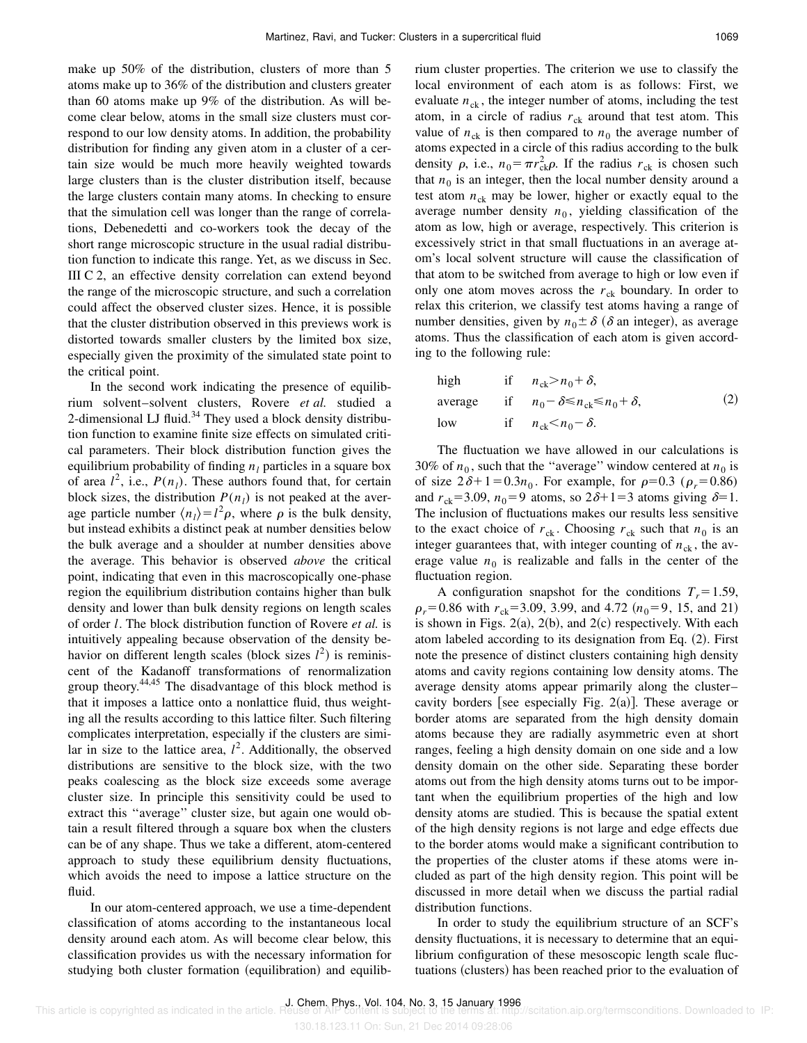make up 50% of the distribution, clusters of more than 5 atoms make up to 36% of the distribution and clusters greater than 60 atoms make up 9% of the distribution. As will become clear below, atoms in the small size clusters must correspond to our low density atoms. In addition, the probability distribution for finding any given atom in a cluster of a certain size would be much more heavily weighted towards large clusters than is the cluster distribution itself, because the large clusters contain many atoms. In checking to ensure that the simulation cell was longer than the range of correlations, Debenedetti and co-workers took the decay of the short range microscopic structure in the usual radial distribution function to indicate this range. Yet, as we discuss in Sec. III C 2, an effective density correlation can extend beyond the range of the microscopic structure, and such a correlation could affect the observed cluster sizes. Hence, it is possible that the cluster distribution observed in this previews work is distorted towards smaller clusters by the limited box size, especially given the proximity of the simulated state point to the critical point.

In the second work indicating the presence of equilibrium solvent–solvent clusters, Rovere *et al.* studied a 2-dimensional LJ fluid.[34] They used a block density distribution function to examine finite size effects on simulated critical parameters. Their block distribution function gives the equilibrium probability of finding $n_l$ particles in a square box of area $l^2$, i.e., $P(n_l)$. These authors found that, for certain block sizes, the distribution $P(n_l)$ is not peaked at the average particle number $\langle n_l \rangle = l^2 \rho$, where $\rho$ is the bulk density, but instead exhibits a distinct peak at number densities below the bulk average and a shoulder at number densities above the average. This behavior is observed *above* the critical point, indicating that even in this macroscopically one-phase region the equilibrium distribution contains higher than bulk density and lower than bulk density regions on length scales of order $l$. The block distribution function of Rovere *et al.* is intuitively appealing because observation of the density behavior on different length scales (block sizes $l^2$) is reminiscent of the Kadanoff transformations of renormalization group theory.[44,45] The disadvantage of this block method is that it imposes a lattice onto a nonlattice fluid, thus weighting all the results according to this lattice filter. Such filtering complicates interpretation, especially if the clusters are similar in size to the lattice area, $l^2$. Additionally, the observed distributions are sensitive to the block size, with the two peaks coalescing as the block size exceeds some average cluster size. In principle this sensitivity could be used to extract this "average" cluster size, but again one would obtain a result filtered through a square box when the clusters can be of any shape. Thus we take a different, atom-centered approach to study these equilibrium density fluctuations, which avoids the need to impose a lattice structure on the fluid.

In our atom-centered approach, we use a time-dependent classification of atoms according to the instantaneous local density around each atom. As will become clear below, this classification provides us with the necessary information for studying both cluster formation (equilibration) and equilibrium cluster properties. The criterion we use to classify the local environment of each atom is as follows: First, we evaluate $n_{ck}$, the integer number of atoms, including the test atom, in a circle of radius $r_{ck}$ around that test atom. This value of $n_{ck}$ is then compared to $n_0$ the average number of atoms expected in a circle of this radius according to the bulk density $\rho$, i.e., $n_0 = \pi r_{ck}^2 \rho$. If the radius $r_{ck}$ is chosen such that $n_0$ is an integer, then the local number density around a test atom $n_{ck}$ may be lower, higher or exactly equal to the average number density $n_0$, yielding classification of the atom as low, high or average, respectively. This criterion is excessively strict in that small fluctuations in an average atom's local solvent structure will cause the classification of that atom to be switched from average to high or low even if only one atom moves across the $r_{ck}$ boundary. In order to relax this criterion, we classify test atoms having a range of number densities, given by $n_0 \pm \delta$ ($\delta$ an integer), as average atoms. Thus the classification of each atom is given according to the following rule:

$$
\begin{array}{lll}
\text{high} & \text{if} & n_{ck} > n_0 + \delta, \\
\text{average} & \text{if} & n_0 - \delta \leq n_{ck} \leq n_0 + \delta, \\
\text{low} & \text{if} & n_{ck} < n_0 - \delta.
\end{array}
\tag{2}
$$

The fluctuation we have allowed in our calculations is 30% of $n_0$, such that the "average" window centered at $n_0$ is of size $2\delta + 1 = 0.3 n_0$. For example, for $\rho = 0.3$ ($\rho_r = 0.86$) and $r_{ck} = 3.09$, $n_0 = 9$ atoms, so $2\delta + 1 = 3$ atoms giving $\delta = 1$. The inclusion of fluctuations makes our results less sensitive to the exact choice of $r_{ck}$. Choosing $r_{ck}$ such that $n_0$ is an integer guarantees that, with integer counting of $n_{ck}$, the average value $n_0$ is realizable and falls in the center of the fluctuation region.

A configuration snapshot for the conditions $T_r = 1.59$, $\rho_r = 0.86$ with $r_{ck} = 3.09$, 3.99, and 4.72 ($n_0 = 9$, 15, and 21) is shown in Figs. 2(a), 2(b), and 2(c) respectively. With each atom labeled according to its designation from Eq. (2). First note the presence of distinct clusters containing high density atoms and cavity regions containing low density atoms. The average density atoms appear primarily along the cluster–cavity borders [see especially Fig. 2(a)]. These average or border atoms are separated from the high density domain atoms because they are radially asymmetric even at short ranges, feeling a high density domain on one side and a low density domain on the other side. Separating these border atoms out from the high density atoms turns out to be important when the equilibrium properties of the high and low density atoms are studied. This is because the spatial extent of the high density regions is not large and edge effects due to the border atoms would make a significant contribution to the properties of the cluster atoms if these atoms were included as part of the high density region. This point will be discussed in more detail when we discuss the partial radial distribution functions.

In order to study the equilibrium structure of an SCF's density fluctuations, it is necessary to determine that an equilibrium configuration of these mesoscopic length scale fluctuations (clusters) has been reached prior to the evaluation of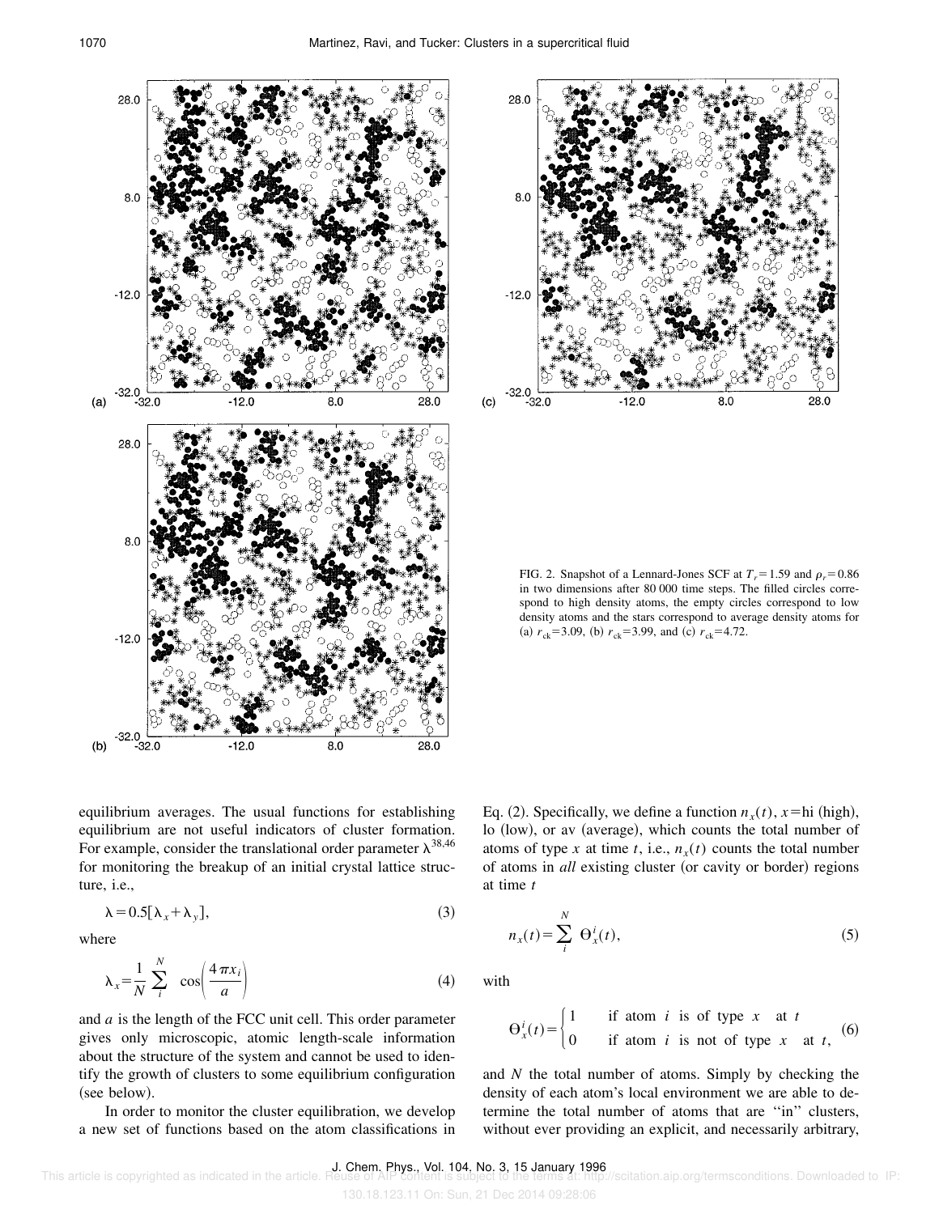FIG. 2. Snapshot of a Lennard-Jones SCF at $T_r = 1.59$ and $\rho_r = 0.86$ in two dimensions after 80 000 time steps. The filled circles correspond to high density atoms, the empty circles correspond to low density atoms and the stars correspond to average density atoms for (a) $r_{ck} = 3.09$, (b) $r_{ck} = 3.99$, and (c) $r_{ck} = 4.72$.

equilibrium averages. The usual functions for establishing equilibrium are not useful indicators of cluster formation. For example, consider the translational order parameter $\lambda$[38,46] for monitoring the breakup of an initial crystal lattice structure, i.e.,

$$\lambda = 0.5[\lambda_x + \lambda_y], \tag{3}$$

where

$$\lambda_x = \frac{1}{N} \sum_i^N \cos\left(\frac{4\pi x_i}{a}\right) \tag{4}$$

and $a$ is the length of the FCC unit cell. This order parameter gives only microscopic, atomic length-scale information about the structure of the system and cannot be used to identify the growth of clusters to some equilibrium configuration (see below).

In order to monitor the cluster equilibration, we develop a new set of functions based on the atom classifications in Eq. (2). Specifically, we define a function $n_x(t)$, $x$=hi (high), lo (low), or av (average), which counts the total number of atoms of type $x$ at time $t$, i.e., $n_x(t)$ counts the total number of atoms in *all* existing cluster (or cavity or border) regions at time $t$

$$n_x(t) = \sum_i^N \Theta_x^i(t), \tag{5}$$

with

$$\Theta_x^i(t) = \begin{cases} 1 & \text{if atom } i \text{ is of type } x \text{ at } t \\ 0 & \text{if atom } i \text{ is not of type } x \text{ at } t, \end{cases} \tag{6}$$

and $N$ the total number of atoms. Simply by checking the density of each atom's local environment we are able to determine the total number of atoms that are "in" clusters, without ever providing an explicit, and necessarily arbitrary,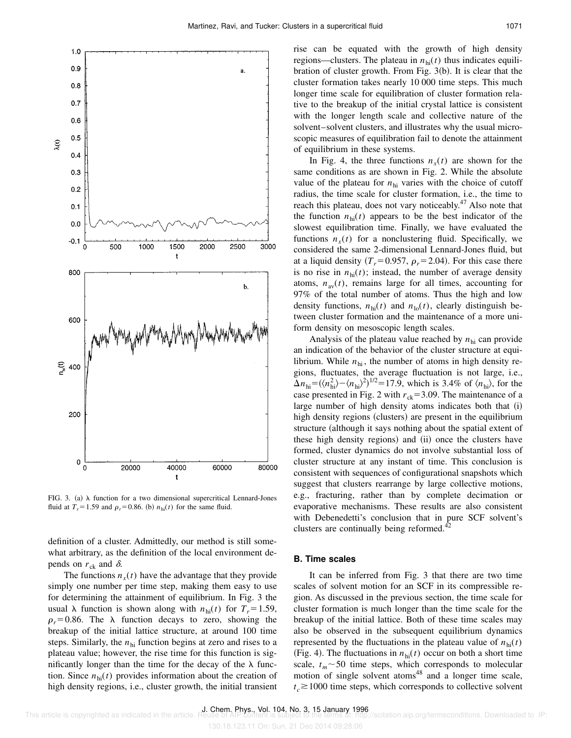FIG. 3. (a) λ function for a two dimensional supercritical Lennard-Jones fluid at $T_r=1.59$ and $\rho_r=0.86$. (b) $n_{\rm hi}(t)$ for the same fluid.

definition of a cluster. Admittedly, our method is still somewhat arbitrary, as the definition of the local environment depends on $r_{\rm ck}$ and $\delta$.

The functions $n_x(t)$ have the advantage that they provide simply one number per time step, making them easy to use for determining the attainment of equilibrium. In Fig. 3 the usual λ function is shown along with $n_{\rm hi}(t)$ for $T_r=1.59$, $\rho_r=0.86$. The λ function decays to zero, showing the breakup of the initial lattice structure, at around 100 time steps. Similarly, the $n_{\rm hi}$ function begins at zero and rises to a plateau value; however, the rise time for this function is significantly longer than the time for the decay of the λ function. Since $n_{\rm hi}(t)$ provides information about the creation of high density regions, i.e., cluster growth, the initial transient rise can be equated with the growth of high density regions—clusters. The plateau in $n_{\rm hi}(t)$ thus indicates equilibration of cluster growth. From Fig. 3(b). It is clear that the cluster formation takes nearly 10 000 time steps. This much longer time scale for equilibration of cluster formation relative to the breakup of the initial crystal lattice is consistent with the longer length scale and collective nature of the solvent–solvent clusters, and illustrates why the usual microscopic measures of equilibration fail to denote the attainment of equilibrium in these systems.

In Fig. 4, the three functions $n_x(t)$ are shown for the same conditions as are shown in Fig. 2. While the absolute value of the plateau for $n_{\rm hi}$ varies with the choice of cutoff radius, the time scale for cluster formation, i.e., the time to reach this plateau, does not vary noticeably.[47] Also note that the function $n_{\rm hi}(t)$ appears to be the best indicator of the slowest equilibration time. Finally, we have evaluated the functions $n_x(t)$ for a nonclustering fluid. Specifically, we considered the same 2-dimensional Lennard-Jones fluid, but at a liquid density ($T_r=0.957$, $\rho_r=2.04$). For this case there is no rise in $n_{\rm hi}(t)$; instead, the number of average density atoms, $n_{\rm av}(t)$, remains large for all times, accounting for 97% of the total number of atoms. Thus the high and low density functions, $n_{\rm hi}(t)$ and $n_{\rm lo}(t)$, clearly distinguish between cluster formation and the maintenance of a more uniform density on mesoscopic length scales.

Analysis of the plateau value reached by $n_{\rm hi}$ can provide an indication of the behavior of the cluster structure at equilibrium. While $n_{\rm hi}$, the number of atoms in high density regions, fluctuates, the average fluctuation is not large, i.e., $\Delta n_{\rm hi}=(\langle n_{\rm hi}^2\rangle-\langle n_{\rm hi}\rangle^2)^{1/2}=17.9$, which is 3.4% of $\langle n_{\rm hi}\rangle$, for the case presented in Fig. 2 with $r_{\rm ck}=3.09$. The maintenance of a large number of high density atoms indicates both that (i) high density regions (clusters) are present in the equilibrium structure (although it says nothing about the spatial extent of these high density regions) and (ii) once the clusters have formed, cluster dynamics do not involve substantial loss of cluster structure at any instant of time. This conclusion is consistent with sequences of configurational snapshots which suggest that clusters rearrange by large collective motions, e.g., fracturing, rather than by complete decimation or evaporative mechanisms. These results are also consistent with Debenedetti's conclusion that in pure SCF solvent's clusters are continually being reformed.[42]

### B. Time scales

It can be inferred from Fig. 3 that there are two time scales of solvent motion for an SCF in its compressible region. As discussed in the previous section, the time scale for cluster formation is much longer than the time scale for the breakup of the initial lattice. Both of these time scales may also be observed in the subsequent equilibrium dynamics represented by the fluctuations in the plateau value of $n_{\rm hi}(t)$ (Fig. 4). The fluctuations in $n_{\rm hi}(t)$ occur on both a short time scale, $t_m\sim 50$ time steps, which corresponds to molecular motion of single solvent atoms[48] and a longer time scale, $t_c\gtrsim 1000$ time steps, which corresponds to collective solvent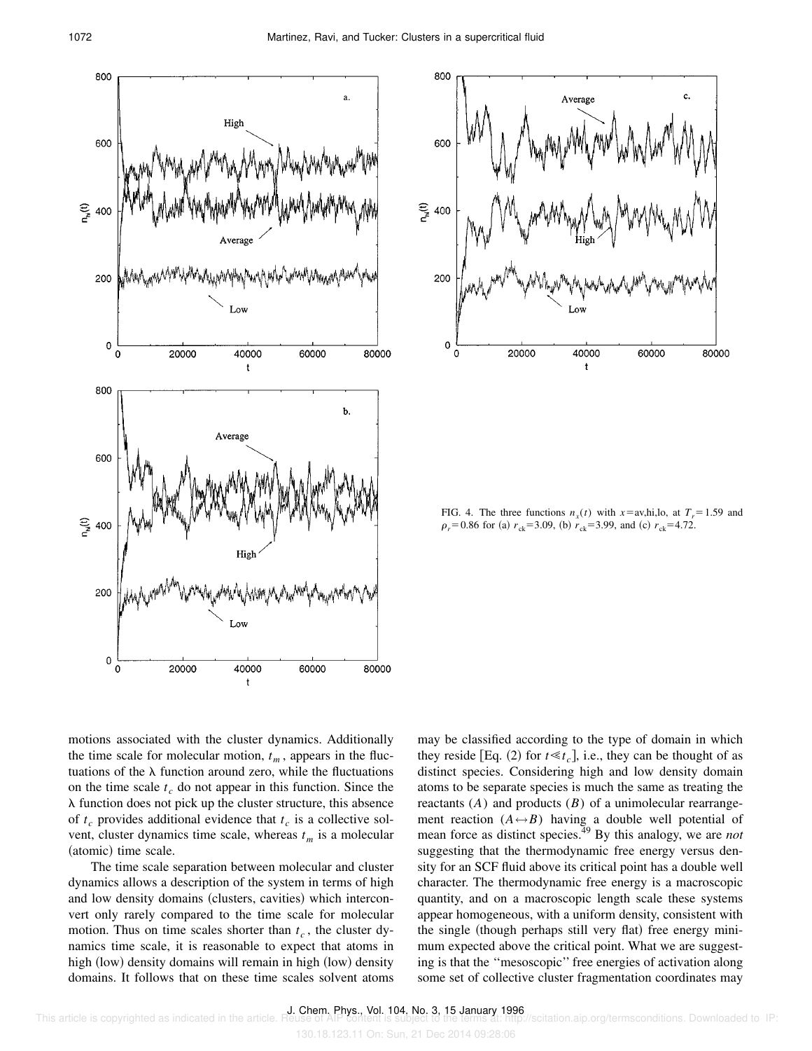FIG. 4. The three functions $n_x(t)$ with $x$=av,hi,lo, at $T_r = 1.59$ and $\rho_r = 0.86$ for (a) $r_{ck} = 3.09$, (b) $r_{ck} = 3.99$, and (c) $r_{ck} = 4.72$.

motions associated with the cluster dynamics. Additionally the time scale for molecular motion, $t_m$, appears in the fluctuations of the $\lambda$ function around zero, while the fluctuations on the time scale $t_c$ do not appear in this function. Since the $\lambda$ function does not pick up the cluster structure, this absence of $t_c$ provides additional evidence that $t_c$ is a collective solvent, cluster dynamics time scale, whereas $t_m$ is a molecular (atomic) time scale.

The time scale separation between molecular and cluster dynamics allows a description of the system in terms of high and low density domains (clusters, cavities) which interconvert only rarely compared to the time scale for molecular motion. Thus on time scales shorter than $t_c$, the cluster dynamics time scale, it is reasonable to expect that atoms in high (low) density domains will remain in high (low) density domains. It follows that on these time scales solvent atoms may be classified according to the type of domain in which they reside [Eq. (2) for $t \ll t_c$], i.e., they can be thought of as distinct species. Considering high and low density domain atoms to be separate species is much the same as treating the reactants ($A$) and products ($B$) of a unimolecular rearrangement reaction ($A \leftrightarrow B$) having a double well potential of mean force as distinct species.[49] By this analogy, we are *not* suggesting that the thermodynamic free energy versus density for an SCF fluid above its critical point has a double well character. The thermodynamic free energy is a macroscopic quantity, and on a macroscopic length scale these systems appear homogeneous, with a uniform density, consistent with the single (though perhaps still very flat) free energy minimum expected above the critical point. What we are suggesting is that the "mesoscopic" free energies of activation along some set of collective cluster fragmentation coordinates may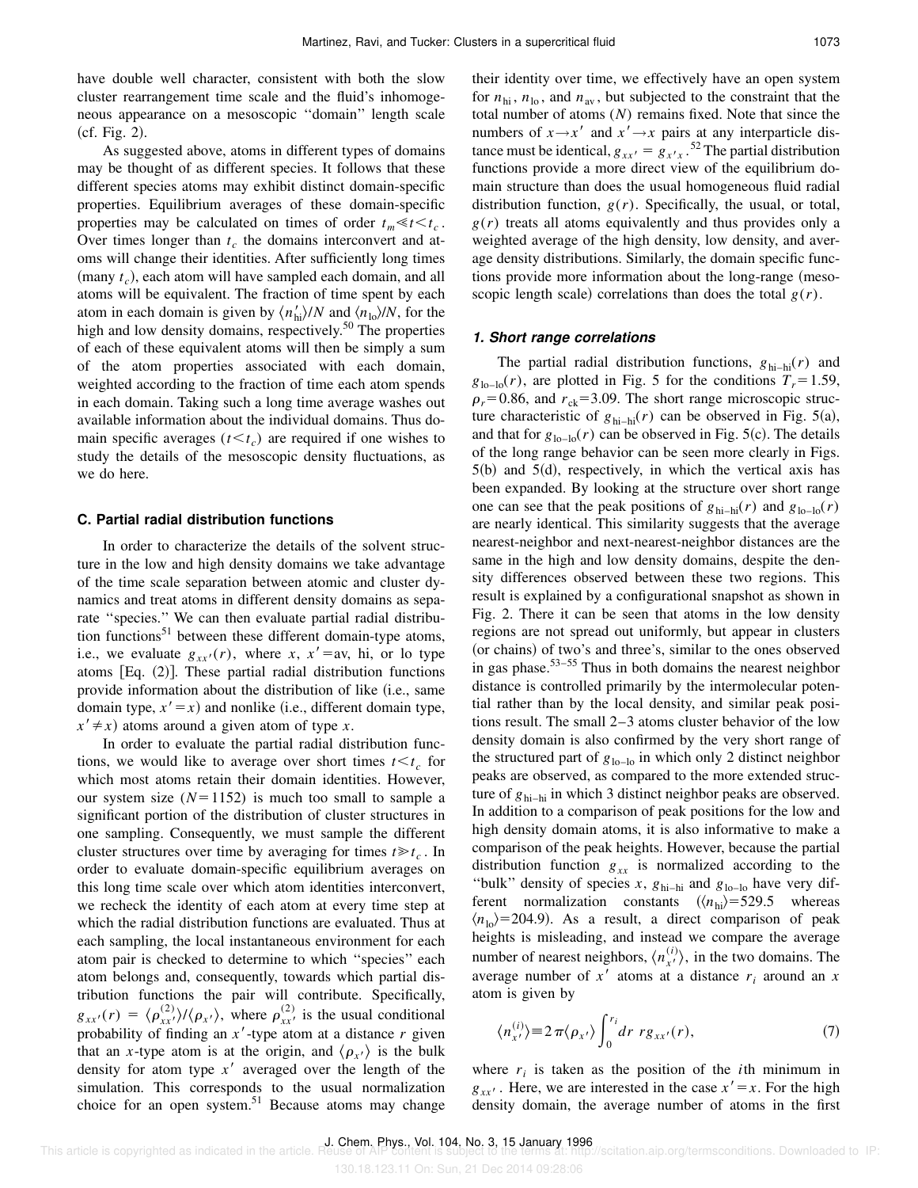have double well character, consistent with both the slow cluster rearrangement time scale and the fluid's inhomogeneous appearance on a mesoscopic "domain" length scale (cf. Fig. 2).

As suggested above, atoms in different types of domains may be thought of as different species. It follows that these different species atoms may exhibit distinct domain-specific properties. Equilibrium averages of these domain-specific properties may be calculated on times of order $t_m \ll t < t_c$. Over times longer than $t_c$ the domains interconvert and atoms will change their identities. After sufficiently long times (many $t_c$), each atom will have sampled each domain, and all atoms will be equivalent. The fraction of time spent by each atom in each domain is given by $\langle n'_{\rm hi} \rangle /N$ and $\langle n_{\rm lo} \rangle /N$, for the high and low density domains, respectively.[50] The properties of each of these equivalent atoms will then be simply a sum of the atom properties associated with each domain, weighted according to the fraction of time each atom spends in each domain. Taking such a long time average washes out available information about the individual domains. Thus domain specific averages ($t < t_c$) are required if one wishes to study the details of the mesoscopic density fluctuations, as we do here.

### C. Partial radial distribution functions

In order to characterize the details of the solvent structure in the low and high density domains we take advantage of the time scale separation between atomic and cluster dynamics and treat atoms in different density domains as separate "species." We can then evaluate partial radial distribution functions[51] between these different domain-type atoms, i.e., we evaluate $g_{xx'}(r)$, where $x$, $x'$=av, hi, or lo type atoms [Eq. (2)]. These partial radial distribution functions provide information about the distribution of like (i.e., same domain type, $x'=x$) and nonlike (i.e., different domain type, $x' \neq x$) atoms around a given atom of type $x$.

In order to evaluate the partial radial distribution functions, we would like to average over short times $t < t_c$ for which most atoms retain their domain identities. However, our system size ($N=1152$) is much too small to sample a significant portion of the distribution of cluster structures in one sampling. Consequently, we must sample the different cluster structures over time by averaging for times $t \gg t_c$. In order to evaluate domain-specific equilibrium averages on this long time scale over which atom identities interconvert, we recheck the identity of each atom at every time step at which the radial distribution functions are evaluated. Thus at each sampling, the local instantaneous environment for each atom pair is checked to determine to which "species" each atom belongs and, consequently, towards which partial distribution functions the pair will contribute. Specifically, $g_{xx'}(r) = \langle \rho^{(2)}_{xx'} \rangle / \langle \rho_{x'} \rangle$, where $\rho^{(2)}_{xx'}$ is the usual conditional probability of finding an $x'$-type atom at a distance $r$ given that an $x$-type atom is at the origin, and $\langle \rho_{x'} \rangle$ is the bulk density for atom type $x'$ averaged over the length of the simulation. This corresponds to the usual normalization choice for an open system.[51] Because atoms may change their identity over time, we effectively have an open system for $n_{\rm hi}$, $n_{\rm lo}$, and $n_{\rm av}$, but subjected to the constraint that the total number of atoms ($N$) remains fixed. Note that since the numbers of $x \rightarrow x'$ and $x' \rightarrow x$ pairs at any interparticle distance must be identical, $g_{xx'} = g_{x'x}$.[52] The partial distribution functions provide a more direct view of the equilibrium domain structure than does the usual homogeneous fluid radial distribution function, $g(r)$. Specifically, the usual, or total, $g(r)$ treats all atoms equivalently and thus provides only a weighted average of the high density, low density, and average density distributions. Similarly, the domain specific functions provide more information about the long-range (mesoscopic length scale) correlations than does the total $g(r)$.

#### 1. Short range correlations

The partial radial distribution functions, $g_{\rm hi-hi}(r)$ and $g_{\rm lo-lo}(r)$, are plotted in Fig. 5 for the conditions $T_r=1.59$, $\rho_r=0.86$, and $r_{\rm ck}=3.09$. The short range microscopic structure characteristic of $g_{\rm hi-hi}(r)$ can be observed in Fig. 5(a), and that for $g_{\rm lo-lo}(r)$ can be observed in Fig. 5(c). The details of the long range behavior can be seen more clearly in Figs. 5(b) and 5(d), respectively, in which the vertical axis has been expanded. By looking at the structure over short range one can see that the peak positions of $g_{\rm hi-hi}(r)$ and $g_{\rm lo-lo}(r)$ are nearly identical. This similarity suggests that the average nearest-neighbor and next-nearest-neighbor distances are the same in the high and low density domains, despite the density differences observed between these two regions. This result is explained by a configurational snapshot as shown in Fig. 2. There it can be seen that atoms in the low density regions are not spread out uniformly, but appear in clusters (or chains) of two's and three's, similar to the ones observed in gas phase.[53–55] Thus in both domains the nearest neighbor distance is controlled primarily by the intermolecular potential rather than by the local density, and similar peak positions result. The small 2–3 atoms cluster behavior of the low density domain is also confirmed by the very short range of the structured part of $g_{\rm lo-lo}$ in which only 2 distinct neighbor peaks are observed, as compared to the more extended structure of $g_{\rm hi-hi}$ in which 3 distinct neighbor peaks are observed. In addition to a comparison of peak positions for the low and high density domain atoms, it is also informative to make a comparison of the peak heights. However, because the partial distribution function $g_{xx}$ is normalized according to the "bulk" density of species $x$, $g_{\rm hi-hi}$ and $g_{\rm lo-lo}$ have very different normalization constants ($\langle n_{\rm hi} \rangle = 529.5$ whereas $\langle n_{\rm lo} \rangle = 204.9$). As a result, a direct comparison of peak heights is misleading, and instead we compare the average number of nearest neighbors, $\langle n^{(i)}_{x'} \rangle$, in the two domains. The average number of $x'$ atoms at a distance $r_i$ around an $x$ atom is given by

$$\langle n^{(i)}_{x'} \rangle \equiv 2\pi \langle \rho_{x'} \rangle \int_0^{r_i} dr\, r g_{xx'}(r), \qquad (7)$$

where $r_i$ is taken as the position of the $i$th minimum in $g_{xx'}$. Here, we are interested in the case $x'=x$. For the high density domain, the average number of atoms in the first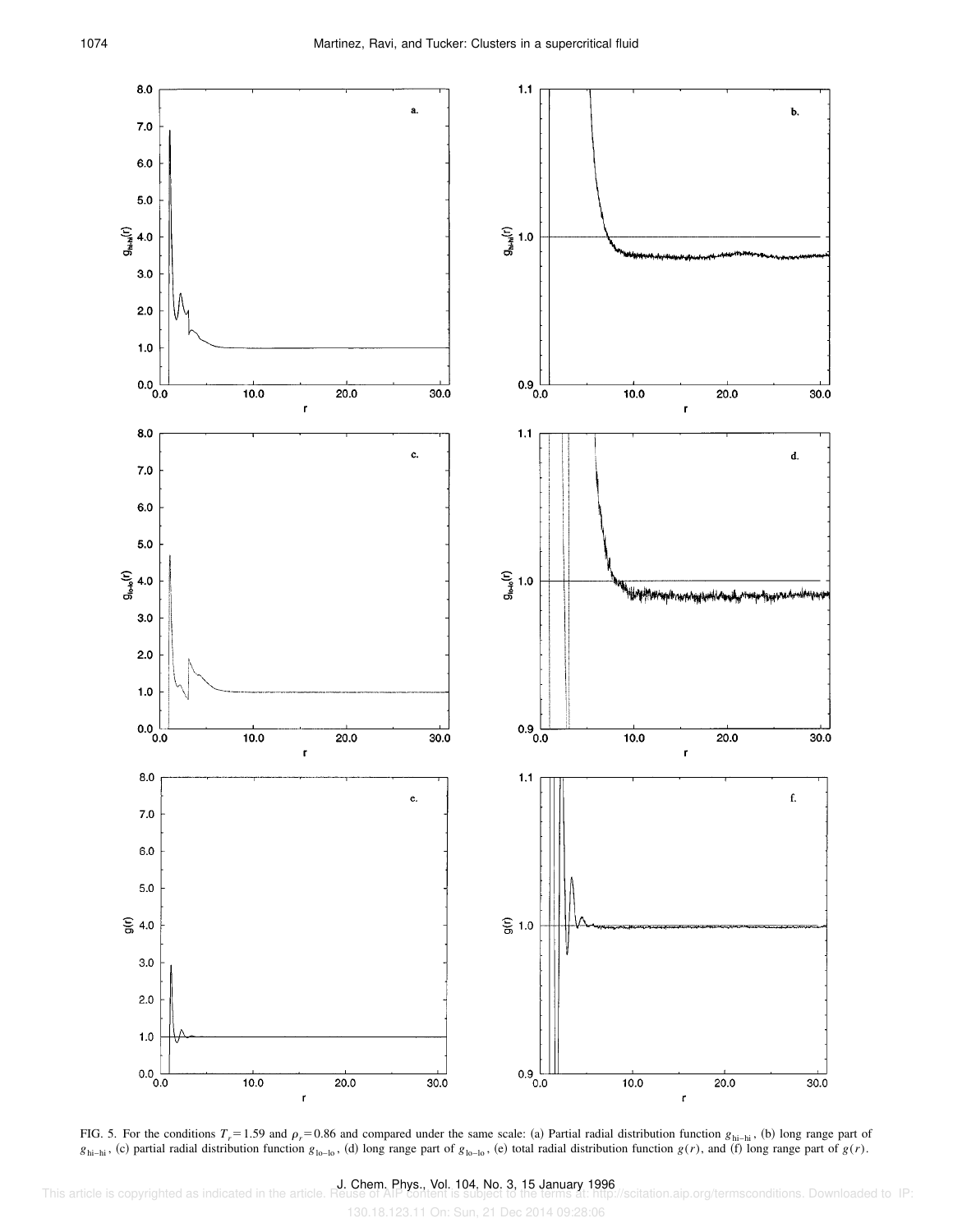FIG. 5. For the conditions $T_r = 1.59$ and $\rho_r = 0.86$ and compared under the same scale: (a) Partial radial distribution function $g_{\text{hi-hi}}$, (b) long range part of $g_{\text{hi-hi}}$, (c) partial radial distribution function $g_{\text{lo-lo}}$, (d) long range part of $g_{\text{lo-lo}}$, (e) total radial distribution function $g(r)$, and (f) long range part of $g(r)$.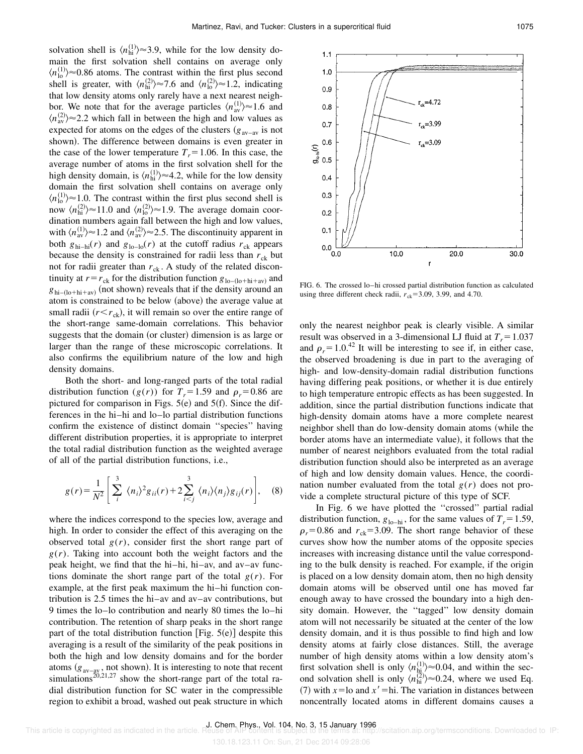solvation shell is $\langle n_{\rm hi}^{(1)} \rangle \approx 3.9$, while for the low density domain the first solvation shell contains on average only $\langle n_{\rm lo}^{(1)} \rangle \approx 0.86$ atoms. The contrast within the first plus second shell is greater, with $\langle n_{\rm hi}^{(2)} \rangle \approx 7.6$ and $\langle n_{\rm lo}^{(2)} \rangle \approx 1.2$, indicating that low density atoms only rarely have a next nearest neighbor. We note that for the average particles $\langle n_{\rm av}^{(1)} \rangle \approx 1.6$ and $\langle n_{\rm av}^{(2)} \rangle \approx 2.2$ which fall in between the high and low values as expected for atoms on the edges of the clusters ($g_{\rm av-av}$ is not shown). The difference between domains is even greater in the case of the lower temperature $T_r = 1.06$. In this case, the average number of atoms in the first solvation shell for the high density domain, is $\langle n_{\rm hi}^{(1)} \rangle \approx 4.2$, while for the low density domain the first solvation shell contains on average only $\langle n_{\rm lo}^{(1)} \rangle \approx 1.0$. The contrast within the first plus second shell is now $\langle n_{\rm hi}^{(2)} \rangle \approx 11.0$ and $\langle n_{\rm lo}^{(2)} \rangle \approx 1.9$. The average domain coordination numbers again fall between the high and low values, with $\langle n_{\rm av}^{(1)} \rangle \approx 1.2$ and $\langle n_{\rm av}^{(2)} \rangle \approx 2.5$. The discontinuity apparent in both $g_{\rm hi-hi}(r)$ and $g_{\rm lo-lo}(r)$ at the cutoff radius $r_{\rm ck}$ appears because the density is constrained for radii less than $r_{\rm ck}$ but not for radii greater than $r_{\rm ck}$. A study of the related discontinuity at $r = r_{\rm ck}$ for the distribution function $g_{\rm lo-(lo+hi+av)}$ and $g_{\rm hi-(lo+hi+av)}$ (not shown) reveals that if the density around an atom is constrained to be below (above) the average value at small radii ($r < r_{\rm ck}$), it will remain so over the entire range of the short-range same-domain correlations. This behavior suggests that the domain (or cluster) dimension is as large or larger than the range of these microscopic correlations. It also confirms the equilibrium nature of the low and high density domains.

Both the short- and long-ranged parts of the total radial distribution function ($g(r)$) for $T_r = 1.59$ and $\rho_r = 0.86$ are pictured for comparison in Figs. 5(e) and 5(f). Since the differences in the hi–hi and lo–lo partial distribution functions confirm the existence of distinct domain "species" having different distribution properties, it is appropriate to interpret the total radial distribution function as the weighted average of all of the partial distribution functions, i.e.,

$$g(r) = \frac{1}{N^2} \left[ \sum_{i}^{3} \langle n_i \rangle^2 g_{ii}(r) + 2 \sum_{i<j}^{3} \langle n_i \rangle \langle n_j \rangle g_{ij}(r) \right], \quad (8)$$

where the indices correspond to the species low, average and high. In order to consider the effect of this averaging on the observed total $g(r)$, consider first the short range part of $g(r)$. Taking into account both the weight factors and the peak height, we find that the hi–hi, hi–av, and av–av functions dominate the short range part of the total $g(r)$. For example, at the first peak maximum the hi–hi function contribution is 2.5 times the hi–av and av–av contributions, but 9 times the lo–lo contribution and nearly 80 times the lo–hi contribution. The retention of sharp peaks in the short range part of the total distribution function [Fig. 5(e)] despite this averaging is a result of the similarity of the peak positions in both the high and low density domains and for the border atoms ($g_{\rm av-av}$, not shown). It is interesting to note that recent simulations[20,21,27] show the short-range part of the total radial distribution function for SC water in the compressible region to exhibit a broad, washed out peak structure in which only the nearest neighbor peak is clearly visible. A similar result was observed in a 3-dimensional LJ fluid at $T_r = 1.037$ and $\rho_r = 1.0$.[42] It will be interesting to see if, in either case, the observed broadening is due in part to the averaging of high- and low-density-domain radial distribution functions having differing peak positions, or whether it is due entirely to high temperature entropic effects as has been suggested. In addition, since the partial distribution functions indicate that high-density domain atoms have a more complete nearest neighbor shell than do low-density domain atoms (while the border atoms have an intermediate value), it follows that the number of nearest neighbors evaluated from the total radial distribution function should also be interpreted as an average of high and low density domain values. Hence, the coordination number evaluated from the total $g(r)$ does not provide a complete structural picture of this type of SCF.

FIG. 6. The crossed lo–hi crossed partial distribution function as calculated using three different check radii, $r_{\rm ck} = 3.09$, 3.99, and 4.70.

In Fig. 6 we have plotted the "crossed" partial radial distribution function, $g_{\rm lo-hi}$, for the same values of $T_r = 1.59$, $\rho_r = 0.86$ and $r_{\rm ck} = 3.09$. The short range behavior of these curves show how the number atoms of the opposite species increases with increasing distance until the value corresponding to the bulk density is reached. For example, if the origin is placed on a low density domain atom, then no high density domain atoms will be observed until one has moved far enough away to have crossed the boundary into a high density domain. However, the "tagged" low density domain atom will not necessarily be situated at the center of the low density domain, and it is thus possible to find high and low density atoms at fairly close distances. Still, the average number of high density atoms within a low density atom's first solvation shell is only $\langle n_{\rm hi}^{(1)} \rangle \approx 0.04$, and within the second solvation shell is only $\langle n_{\rm hi}^{(2)} \rangle \approx 0.24$, where we used Eq. (7) with $x = {\rm lo}$ and $x' = {\rm hi}$. The variation in distances between noncentrally located atoms in different domains causes a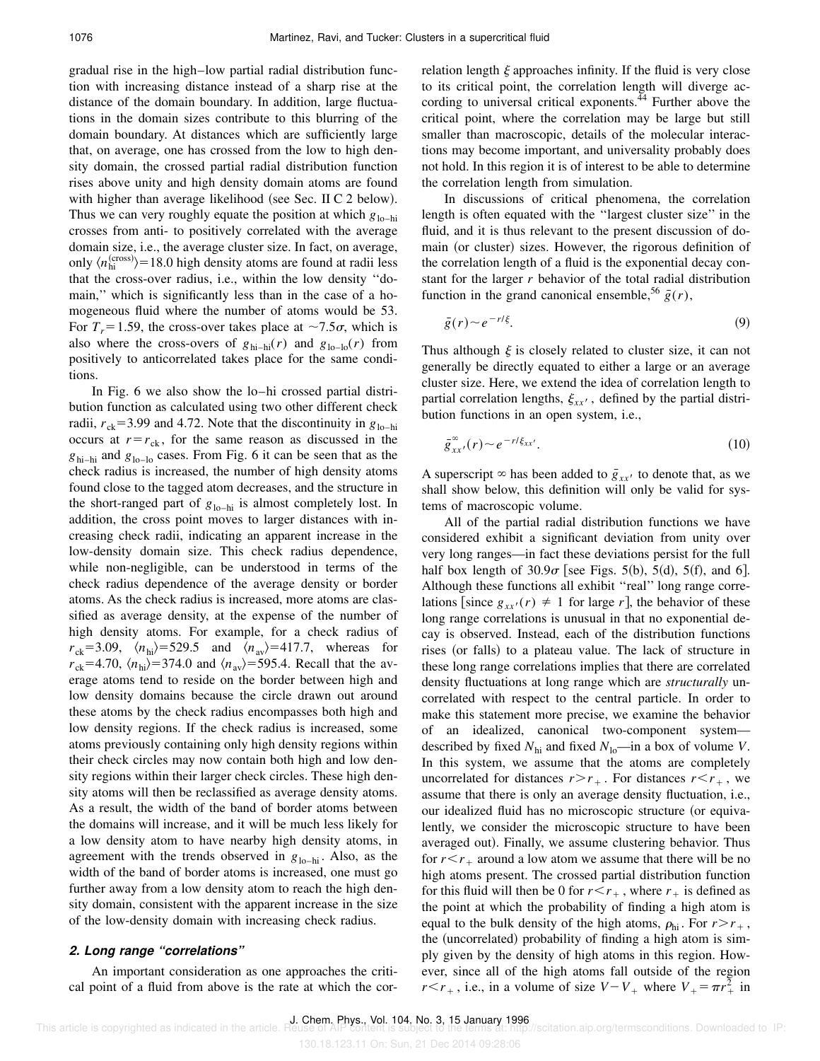gradual rise in the high–low partial radial distribution function with increasing distance instead of a sharp rise at the distance of the domain boundary. In addition, large fluctuations in the domain sizes contribute to this blurring of the domain boundary. At distances which are sufficiently large that, on average, one has crossed from the low to high density domain, the crossed partial radial distribution function rises above unity and high density domain atoms are found with higher than average likelihood (see Sec. II C 2 below). Thus we can very roughly equate the position at which $g_{\text{lo-hi}}$ crosses from anti- to positively correlated with the average domain size, i.e., the average cluster size. In fact, on average, only $\langle n_{\text{hi}}^{(\text{cross})}\rangle = 18.0$ high density atoms are found at radii less that the cross-over radius, i.e., within the low density "domain," which is significantly less than in the case of a homogeneous fluid where the number of atoms would be 53. For $T_r = 1.59$, the cross-over takes place at $\sim 7.5\sigma$, which is also where the cross-overs of $g_{\text{hi-hi}}(r)$ and $g_{\text{lo-lo}}(r)$ from positively to anticorrelated takes place for the same conditions.

In Fig. 6 we also show the lo–hi crossed partial distribution function as calculated using two other different check radii, $r_{\text{ck}} = 3.99$ and 4.72. Note that the discontinuity in $g_{\text{lo-hi}}$ occurs at $r = r_{\text{ck}}$, for the same reason as discussed in the $g_{\text{hi-hi}}$ and $g_{\text{lo-lo}}$ cases. From Fig. 6 it can be seen that as the check radius is increased, the number of high density atoms found close to the tagged atom decreases, and the structure in the short-ranged part of $g_{\text{lo-hi}}$ is almost completely lost. In addition, the cross point moves to larger distances with increasing check radii, indicating an apparent increase in the low-density domain size. This check radius dependence, while non-negligible, can be understood in terms of the check radius dependence of the average density or border atoms. As the check radius is increased, more atoms are classified as average density, at the expense of the number of high density atoms. For example, for a check radius of $r_{\text{ck}} = 3.09$, $\langle n_{\text{hi}}\rangle = 529.5$ and $\langle n_{\text{av}}\rangle = 417.7$, whereas for $r_{\text{ck}} = 4.70$, $\langle n_{\text{hi}}\rangle = 374.0$ and $\langle n_{\text{av}}\rangle = 595.4$. Recall that the average atoms tend to reside on the border between high and low density domains because the circle drawn out around these atoms by the check radius encompasses both high and low density regions. If the check radius is increased, some atoms previously containing only high density regions within their check circles may now contain both high and low density regions within their larger check circles. These high density atoms will then be reclassified as average density atoms. As a result, the width of the band of border atoms between the domains will increase, and it will be much less likely for a low density atom to have nearby high density atoms, in agreement with the trends observed in $g_{\text{lo-hi}}$. Also, as the width of the band of border atoms is increased, one must go further away from a low density atom to reach the high density domain, consistent with the apparent increase in the size of the low-density domain with increasing check radius.

### *2. Long range "correlations"*

An important consideration as one approaches the critical point of a fluid from above is the rate at which the correlation length $\xi$ approaches infinity. If the fluid is very close to its critical point, the correlation length will diverge according to universal critical exponents.[44] Further above the critical point, where the correlation may be large but still smaller than macroscopic, details of the molecular interactions may become important, and universality probably does not hold. In this region it is of interest to be able to determine the correlation length from simulation.

In discussions of critical phenomena, the correlation length is often equated with the "largest cluster size" in the fluid, and it is thus relevant to the present discussion of domain (or cluster) sizes. However, the rigorous definition of the correlation length of a fluid is the exponential decay constant for the larger $r$ behavior of the total radial distribution function in the grand canonical ensemble,[56] $\bar{g}(r)$,

$$\bar{g}(r) \sim e^{-r/\xi}. \tag{9}$$

Thus although $\xi$ is closely related to cluster size, it can not generally be directly equated to either a large or an average cluster size. Here, we extend the idea of correlation length to partial correlation lengths, $\xi_{xx'}$, defined by the partial distribution functions in an open system, i.e.,

$$\bar{g}_{xx'}^{\infty}(r) \sim e^{-r/\xi_{xx'}}. \tag{10}$$

A superscript $\infty$ has been added to $\bar{g}_{xx'}$ to denote that, as we shall show below, this definition will only be valid for systems of macroscopic volume.

All of the partial radial distribution functions we have considered exhibit a significant deviation from unity over very long ranges—in fact these deviations persist for the full half box length of $30.9\sigma$ [see Figs. 5(b), 5(d), 5(f), and 6]. Although these functions all exhibit "real" long range correlations [since $g_{xx'}(r) \neq 1$ for large $r$], the behavior of these long range correlations is unusual in that no exponential decay is observed. Instead, each of the distribution functions rises (or falls) to a plateau value. The lack of structure in these long range correlations implies that there are correlated density fluctuations at long range which are *structurally* uncorrelated with respect to the central particle. In order to make this statement more precise, we examine the behavior of an idealized, canonical two-component system—described by fixed $N_{\text{hi}}$ and fixed $N_{\text{lo}}$—in a box of volume $V$. In this system, we assume that the atoms are completely uncorrelated for distances $r > r_+$. For distances $r < r_+$, we assume that there is only an average density fluctuation, i.e., our idealized fluid has no microscopic structure (or equivalently, we consider the microscopic structure to have been averaged out). Finally, we assume clustering behavior. Thus for $r < r_+$ around a low atom we assume that there will be no high atoms present. The crossed partial distribution function for this fluid will then be 0 for $r < r_+$, where $r_+$ is defined as the point at which the probability of finding a high atom is equal to the bulk density of the high atoms, $\rho_{\text{hi}}$. For $r > r_+$, the (uncorrelated) probability of finding a high atom is simply given by the density of high atoms in this region. However, since all of the high atoms fall outside of the region $r < r_+$, i.e., in a volume of size $V - V_+$ where $V_+ = \pi r_+^2$ in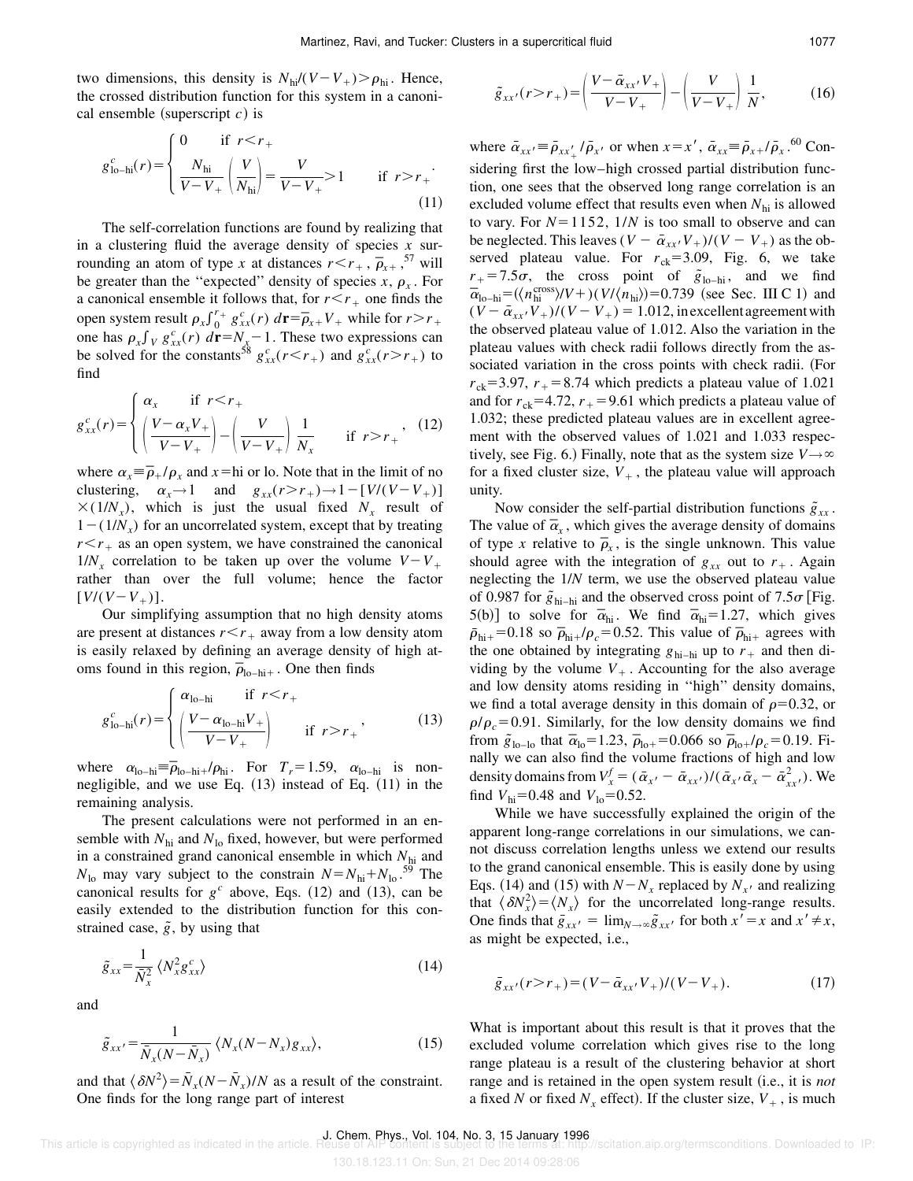two dimensions, this density is $N_{\rm hi}/(V-V_+) > \rho_{\rm hi}$. Hence, the crossed distribution function for this system in a canonical ensemble (superscript $c$) is

$$g^c_{\rm lo-hi}(r) = \begin{cases} 0 & \text{if } r<r_+ \\ \dfrac{N_{\rm hi}}{V-V_+}\left(\dfrac{V}{N_{\rm hi}}\right) = \dfrac{V}{V-V_+} > 1 & \text{if } r>r_+ \end{cases}. \tag{11}$$

The self-correlation functions are found by realizing that in a clustering fluid the average density of species $x$ surrounding an atom of type $x$ at distances $r<r_+$, $\bar{\rho}_{x+}$,[57] will be greater than the "expected" density of species $x$, $\rho_x$. For a canonical ensemble it follows that, for $r<r_+$ one finds the open system result $\rho_x \int_0^{r_+} g^c_{xx}(r)\, d\mathbf{r} = \bar{\rho}_+ V_+$ while for $r>r_+$ one has $\rho_x \int_V g^c_{xx}(r)\, d\mathbf{r} = N_x - 1$. These two expressions can be solved for the constants[58] $g^c_{xx}(r<r_+)$ and $g^c_{xx}(r>r_+)$ to find

$$g^c_{xx}(r) = \begin{cases} \alpha_x & \text{if } r<r_+ \\ \left(\dfrac{V-\alpha_x V_+}{V-V_+}\right) - \left(\dfrac{V}{V-V_+}\right)\dfrac{1}{N_x} & \text{if } r>r_+ \end{cases}, \tag{12}$$

where $\alpha_x \equiv \bar{\rho}_+/\rho_x$ and $x$=hi or lo. Note that in the limit of no clustering, $\alpha_x \to 1$ and $g_{xx}(r>r_+) \to 1-[V/(V-V_+)] \times (1/N_x)$, which is just the usual fixed $N_x$ result of $1-(1/N_x)$ for an uncorrelated system, except that by treating $r<r_+$ as an open system, we have constrained the canonical $1/N_x$ correlation to be taken up over the volume $V-V_+$ rather than over the full volume; hence the factor $[V/(V-V_+)]$.

Our simplifying assumption that no high density atoms are present at distances $r<r_+$ away from a low density atom is easily relaxed by defining an average density of high atoms found in this region, $\bar{\rho}_{\rm lo-hi+}$. One then finds

$$g^c_{\rm lo-hi}(r) = \begin{cases} \alpha_{\rm lo-hi} & \text{if } r<r_+ \\ \left(\dfrac{V-\alpha_{\rm lo-hi} V_+}{V-V_+}\right) & \text{if } r>r_+ \end{cases}, \tag{13}$$

where $\alpha_{\rm lo-hi} \equiv \bar{\rho}_{\rm lo-hi+}/\rho_{\rm hi}$. For $T_r=1.59$, $\alpha_{\rm lo-hi}$ is non-negligible, and we use Eq. (13) instead of Eq. (11) in the remaining analysis.

The present calculations were not performed in an ensemble with $N_{\rm hi}$ and $N_{\rm lo}$ fixed, however, but were performed in a constrained grand canonical ensemble in which $N_{\rm hi}$ and $N_{\rm lo}$ may vary subject to the constrain $N=N_{\rm hi}+N_{\rm lo}$.[59] The canonical results for $g^c$ above, Eqs. (12) and (13), can be easily extended to the distribution function for this constrained case, $\tilde{g}$, by using that

$$\tilde{g}_{xx} = \frac{1}{\bar{N}_x^2}\langle N_x^2 g^c_{xx}\rangle \tag{14}$$

and

$$\tilde{g}_{xx'} = \frac{1}{\bar{N}_x(N-\bar{N}_x)}\langle N_x(N-N_x) g_{xx}\rangle, \tag{15}$$

and that $\langle \delta N^2\rangle = \bar{N}_x(N-\bar{N}_x)/N$ as a result of the constraint. One finds for the long range part of interest

$$\tilde{g}_{xx'}(r>r_+) = \left(\frac{V-\bar{\alpha}_{xx'}V_+}{V-V_+}\right) - \left(\frac{V}{V-V_+}\right)\frac{1}{N}, \tag{16}$$

where $\bar{\alpha}_{xx'} \equiv \bar{\rho}_{xx'_+}/\bar{\rho}_{x'}$ or when $x=x'$, $\bar{\alpha}_{xx} \equiv \bar{\rho}_{x+}/\bar{\rho}_x$.[60] Considering first the low–high crossed partial distribution function, one sees that the observed long range correlation is an excluded volume effect that results even when $N_{\rm hi}$ is allowed to vary. For $N=1152$, $1/N$ is too small to observe and can be neglected. This leaves $(V-\bar{\alpha}_{xx'}V_+)/(V-V_+)$ as the observed plateau value. For $r_{\rm ck}=3.09$, Fig. 6, we take $r_+=7.5\sigma$, the cross point of $\tilde{g}_{\rm lo-hi}$, and we find $\bar{\alpha}_{\rm lo-hi} = (\langle n_{\rm hi}^{\rm cross}\rangle/V+)(V/\langle n_{\rm hi}\rangle) = 0.739$ (see Sec. III C 1) and $(V-\bar{\alpha}_{xx'}V_+)/(V-V_+) = 1.012$, in excellent agreement with the observed plateau value of 1.012. Also the variation in the plateau values with check radii follows directly from the associated variation in the cross points with check radii. (For $r_{\rm ck}=3.97$, $r_+=8.74$ which predicts a plateau value of 1.021 and for $r_{\rm ck}=4.72$, $r_+=9.61$ which predicts a plateau value of 1.032; these predicted plateau values are in excellent agreement with the observed values of 1.021 and 1.033 respectively, see Fig. 6.) Finally, note that as the system size $V\to\infty$ for a fixed cluster size, $V_+$, the plateau value will approach unity.

Now consider the self-partial distribution functions $\tilde{g}_{xx}$. The value of $\bar{\alpha}_x$, which gives the average density of domains of type $x$ relative to $\bar{\rho}_x$, is the single unknown. This value should agree with the integration of $g_{xx}$ out to $r_+$. Again neglecting the $1/N$ term, we use the observed plateau value of 0.987 for $\tilde{g}_{\rm hi-hi}$ and the observed cross point of $7.5\sigma$ [Fig. 5(b)] to solve for $\bar{\alpha}_{\rm hi}$. We find $\bar{\alpha}_{\rm hi}=1.27$, which gives $\bar{\rho}_{\rm hi+}=0.18$ so $\bar{\rho}_{\rm hi+}/\rho_c=0.52$. This value of $\bar{\rho}_{\rm hi+}$ agrees with the one obtained by integrating $g_{\rm hi-hi}$ up to $r_+$ and then dividing by the volume $V_+$. Accounting for the also average and low density atoms residing in "high" density domains, we find a total average density in this domain of $\rho=0.32$, or $\rho/\rho_c=0.91$. Similarly, for the low density domains we find from $\tilde{g}_{\rm lo-lo}$ that $\bar{\alpha}_{\rm lo}=1.23$, $\bar{\rho}_{\rm lo+}=0.066$ so $\bar{\rho}_{\rm lo+}/\rho_c=0.19$. Finally we can also find the volume fractions of high and low density domains from $V^f_x = (\bar{\alpha}_{x'} - \bar{\alpha}_{xx'})/(\bar{\alpha}_{x'}\bar{\alpha}_x - \bar{\alpha}^2_{xx'})$. We find $V_{\rm hi}=0.48$ and $V_{\rm lo}=0.52$.

While we have successfully explained the origin of the apparent long-range correlations in our simulations, we cannot discuss correlation lengths unless we extend our results to the grand canonical ensemble. This is easily done by using Eqs. (14) and (15) with $N-N_x$ replaced by $N_{x'}$ and realizing that $\langle \delta N_x^2\rangle = \langle N_x\rangle$ for the uncorrelated long-range results. One finds that $\bar{g}_{xx'} = \lim_{N\to\infty}\tilde{g}_{xx'}$ for both $x'=x$ and $x'\neq x$, as might be expected, i.e.,

$$\bar{g}_{xx'}(r>r_+) = (V-\bar{\alpha}_{xx'}V_+)/(V-V_+). \tag{17}$$

What is important about this result is that it proves that the excluded volume correlation which gives rise to the long range plateau is a result of the clustering behavior at short range and is retained in the open system result (i.e., it is *not* a fixed $N$ or fixed $N_x$ effect). If the cluster size, $V_+$, is much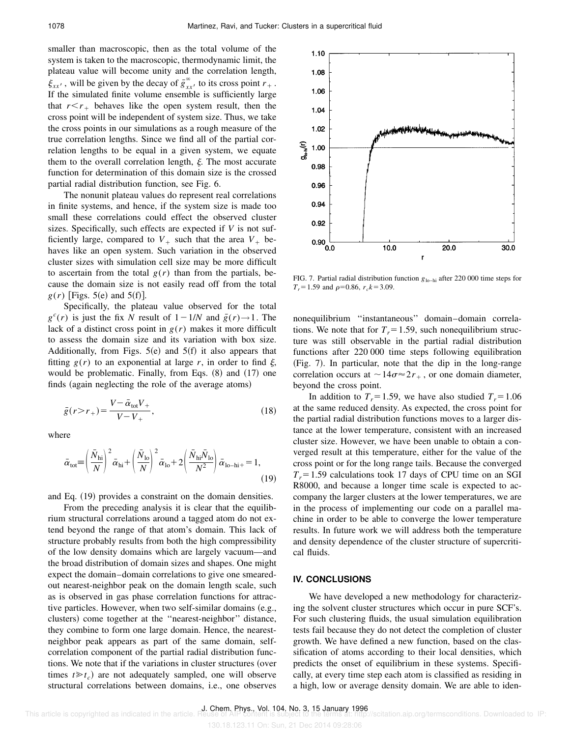smaller than macroscopic, then as the total volume of the system is taken to the macroscopic, thermodynamic limit, the plateau value will become unity and the correlation length, $\xi_{xx'}$, will be given by the decay of $\bar{g}_{xx'}^{\infty}$ to its cross point $r_+$. If the simulated finite volume ensemble is sufficiently large that $r<r_+$ behaves like the open system result, then the cross point will be independent of system size. Thus, we take the cross points in our simulations as a rough measure of the true correlation lengths. Since we find all of the partial correlation lengths to be equal in a given system, we equate them to the overall correlation length, $\xi$. The most accurate function for determination of this domain size is the crossed partial radial distribution function, see Fig. 6.

The nonunit plateau values do represent real correlations in finite systems, and hence, if the system size is made too small these correlations could effect the observed cluster sizes. Specifically, such effects are expected if $V$ is not sufficiently large, compared to $V_+$ such that the area $V_+$ behaves like an open system. Such variation in the observed cluster sizes with simulation cell size may be more difficult to ascertain from the total $g(r)$ than from the partials, because the domain size is not easily read off from the total $g(r)$ [Figs. 5(e) and 5(f)].

Specifically, the plateau value observed for the total $g^c(r)$ is just the fix $N$ result of $1-1/N$ and $\bar{g}(r)\rightarrow 1$. The lack of a distinct cross point in $g(r)$ makes it more difficult to assess the domain size and its variation with box size. Additionally, from Figs. 5(e) and 5(f) it also appears that fitting $g(r)$ to an exponential at large $r$, in order to find $\xi$, would be problematic. Finally, from Eqs. (8) and (17) one finds (again neglecting the role of the average atoms)

$$\bar{g}(r>r_+)=\frac{V-\bar{\alpha}_{\text{tot}}V_+}{V-V_+}, \tag{18}$$

where

$$\bar{\alpha}_{\text{tot}}\equiv\left(\frac{\bar{N}_{\text{hi}}}{N}\right)^2\bar{\alpha}_{\text{hi}}+\left(\frac{\bar{N}_{\text{lo}}}{N}\right)^2\bar{\alpha}_{\text{lo}}+2\left(\frac{\bar{N}_{\text{hi}}\bar{N}_{\text{lo}}}{N^2}\right)\bar{\alpha}_{\text{lo-hi}+}=1, \tag{19}$$

and Eq. (19) provides a constraint on the domain densities.

From the preceding analysis it is clear that the equilibrium structural correlations around a tagged atom do not extend beyond the range of that atom's domain. This lack of structure probably results from both the high compressibility of the low density domains which are largely vacuum—and the broad distribution of domain sizes and shapes. One might expect the domain–domain correlations to give one smeared-out nearest-neighbor peak on the domain length scale, such as is observed in gas phase correlation functions for attractive particles. However, when two self-similar domains (e.g., clusters) come together at the "nearest-neighbor" distance, they combine to form one large domain. Hence, the nearest-neighbor peak appears as part of the same domain, self-correlation component of the partial radial distribution functions. We note that if the variations in cluster structures (over times $t\gg t_c$) are not adequately sampled, one will observe structural correlations between domains, i.e., one observes nonequilibrium "instantaneous" domain–domain correlations. We note that for $T_r=1.59$, such nonequilibrium structure was still observable in the partial radial distribution functions after 220 000 time steps following equilibration (Fig. 7). In particular, note that the dip in the long-range correlation occurs at $\sim 14\sigma\approx 2r_+$, or one domain diameter, beyond the cross point.

FIG. 7. Partial radial distribution function $g_{\text{lo-hi}}$ after 220 000 time steps for $T_r=1.59$ and $\rho=0.86$, $r_c k=3.09$.

In addition to $T_r=1.59$, we have also studied $T_r=1.06$ at the same reduced density. As expected, the cross point for the partial radial distribution functions moves to a larger distance at the lower temperature, consistent with an increased cluster size. However, we have been unable to obtain a converged result at this temperature, either for the value of the cross point or for the long range tails. Because the converged $T_r=1.59$ calculations took 17 days of CPU time on an SGI R8000, and because a longer time scale is expected to accompany the larger clusters at the lower temperatures, we are in the process of implementing our code on a parallel machine in order to be able to converge the lower temperature results. In future work we will address both the temperature and density dependence of the cluster structure of supercritical fluids.

## IV. CONCLUSIONS

We have developed a new methodology for characterizing the solvent cluster structures which occur in pure SCF's. For such clustering fluids, the usual simulation equilibration tests fail because they do not detect the completion of cluster growth. We have defined a new function, based on the classification of atoms according to their local densities, which predicts the onset of equilibrium in these systems. Specifically, at every time step each atom is classified as residing in a high, low or average density domain. We are able to iden-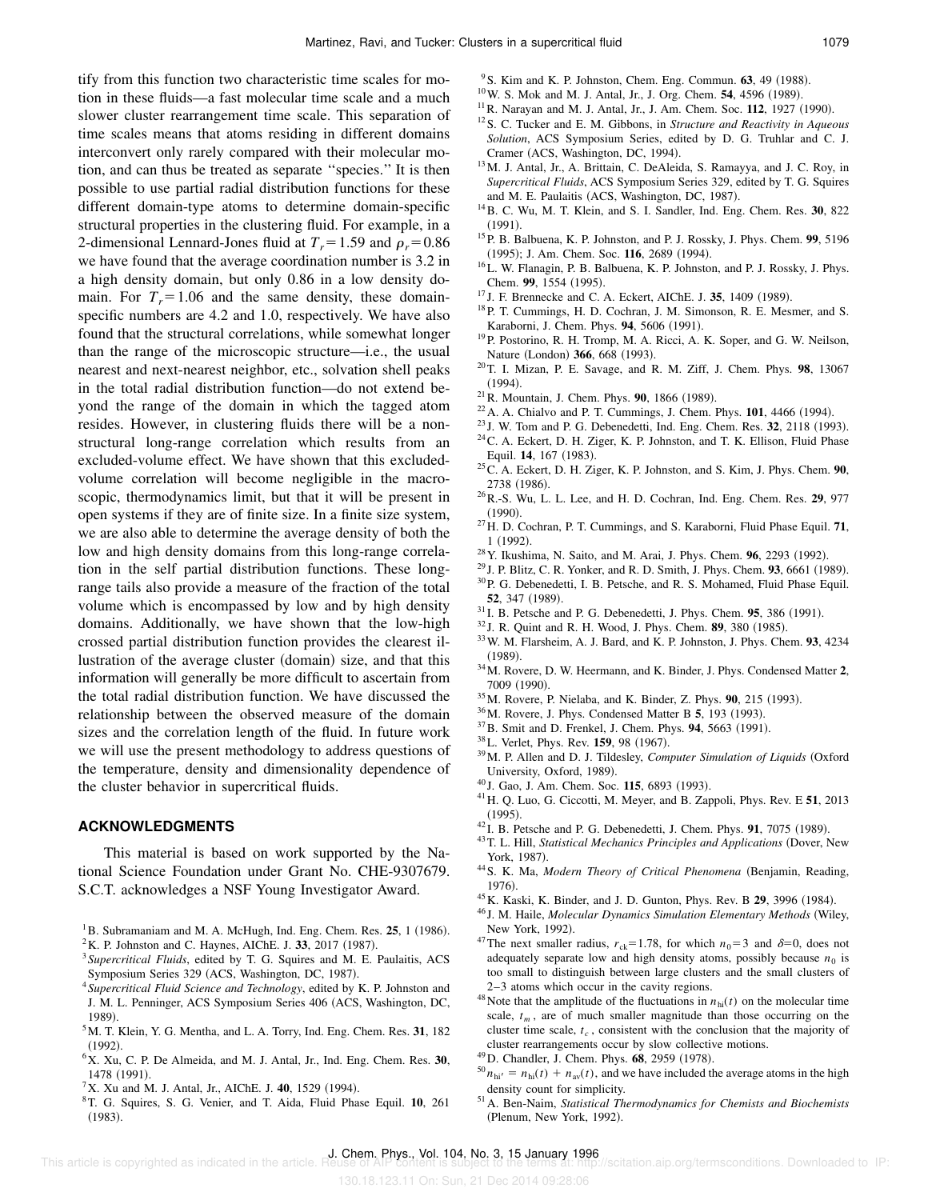tify from this function two characteristic time scales for motion in these fluids—a fast molecular time scale and a much slower cluster rearrangement time scale. This separation of time scales means that atoms residing in different domains interconvert only rarely compared with their molecular motion, and can thus be treated as separate ''species.'' It is then possible to use partial radial distribution functions for these different domain-type atoms to determine domain-specific structural properties in the clustering fluid. For example, in a 2-dimensional Lennard-Jones fluid at $T_r=1.59$ and $\rho_r=0.86$ we have found that the average coordination number is 3.2 in a high density domain, but only 0.86 in a low density domain. For $T_r=1.06$ and the same density, these domain-specific numbers are 4.2 and 1.0, respectively. We have also found that the structural correlations, while somewhat longer than the range of the microscopic structure—i.e., the usual nearest and next-nearest neighbor, etc., solvation shell peaks in the total radial distribution function—do not extend beyond the range of the domain in which the tagged atom resides. However, in clustering fluids there will be a nonstructural long-range correlation which results from an excluded-volume effect. We have shown that this excluded-volume correlation will become negligible in the macroscopic, thermodynamics limit, but that it will be present in open systems if they are of finite size. In a finite size system, we are also able to determine the average density of both the low and high density domains from this long-range correlation in the self partial distribution functions. These long-range tails also provide a measure of the fraction of the total volume which is encompassed by low and by high density domains. Additionally, we have shown that the low-high crossed partial distribution function provides the clearest illustration of the average cluster (domain) size, and that this information will generally be more difficult to ascertain from the total radial distribution function. We have discussed the relationship between the observed measure of the domain sizes and the correlation length of the fluid. In future work we will use the present methodology to address questions of the temperature, density and dimensionality dependence of the cluster behavior in supercritical fluids.

## ACKNOWLEDGMENTS

This material is based on work supported by the National Science Foundation under Grant No. CHE-9307679. S.C.T. acknowledges a NSF Young Investigator Award.

[1] B. Subramaniam and M. A. McHugh, Ind. Eng. Chem. Res. **25**, 1 (1986).
[2] K. P. Johnston and C. Haynes, AIChE. J. **33**, 2017 (1987).
[3] *Supercritical Fluids*, edited by T. G. Squires and M. E. Paulaitis, ACS Symposium Series 329 (ACS, Washington, DC, 1987).
[4] *Supercritical Fluid Science and Technology*, edited by K. P. Johnston and J. M. L. Penninger, ACS Symposium Series 406 (ACS, Washington, DC, 1989).
[5] M. T. Klein, Y. G. Mentha, and L. A. Torry, Ind. Eng. Chem. Res. **31**, 182 (1992).
[6] X. Xu, C. P. De Almeida, and M. J. Antal, Jr., Ind. Eng. Chem. Res. **30**, 1478 (1991).
[7] X. Xu and M. J. Antal, Jr., AIChE. J. **40**, 1529 (1994).
[8] T. G. Squires, S. G. Venier, and T. Aida, Fluid Phase Equil. **10**, 261 (1983).
[9] S. Kim and K. P. Johnston, Chem. Eng. Commun. **63**, 49 (1988).
[10] W. S. Mok and M. J. Antal, Jr., J. Org. Chem. **54**, 4596 (1989).
[11] R. Narayan and M. J. Antal, Jr., J. Am. Chem. Soc. **112**, 1927 (1990).
[12] S. C. Tucker and E. M. Gibbons, in *Structure and Reactivity in Aqueous Solution*, ACS Symposium Series, edited by D. G. Truhlar and C. J. Cramer (ACS, Washington, DC, 1994).
[13] M. J. Antal, Jr., A. Brittain, C. DeAleida, S. Ramayya, and J. C. Roy, in *Supercritical Fluids*, ACS Symposium Series 329, edited by T. G. Squires and M. E. Paulaitis (ACS, Washington, DC, 1987).
[14] B. C. Wu, M. T. Klein, and S. I. Sandler, Ind. Eng. Chem. Res. **30**, 822 (1991).
[15] P. B. Balbuena, K. P. Johnston, and P. J. Rossky, J. Phys. Chem. **99**, 5196 (1995); J. Am. Chem. Soc. **116**, 2689 (1994).
[16] L. W. Flanagin, P. B. Balbuena, K. P. Johnston, and P. J. Rossky, J. Phys. Chem. **99**, 1554 (1995).
[17] J. F. Brennecke and C. A. Eckert, AIChE. J. **35**, 1409 (1989).
[18] P. T. Cummings, H. D. Cochran, J. M. Simonson, R. E. Mesmer, and S. Karaborni, J. Chem. Phys. **94**, 5606 (1991).
[19] P. Postorino, R. H. Tromp, M. A. Ricci, A. K. Soper, and G. W. Neilson, Nature (London) **366**, 668 (1993).
[20] T. I. Mizan, P. E. Savage, and R. M. Ziff, J. Chem. Phys. **98**, 13067 (1994).
[21] R. Mountain, J. Chem. Phys. **90**, 1866 (1989).
[22] A. A. Chialvo and P. T. Cummings, J. Chem. Phys. **101**, 4466 (1994).
[23] J. W. Tom and P. G. Debenedetti, Ind. Eng. Chem. Res. **32**, 2118 (1993).
[24] C. A. Eckert, D. H. Ziger, K. P. Johnston, and T. K. Ellison, Fluid Phase Equil. **14**, 167 (1983).
[25] C. A. Eckert, D. H. Ziger, K. P. Johnston, and S. Kim, J. Phys. Chem. **90**, 2738 (1986).
[26] R.-S. Wu, L. L. Lee, and H. D. Cochran, Ind. Eng. Chem. Res. **29**, 977 (1990).
[27] H. D. Cochran, P. T. Cummings, and S. Karaborni, Fluid Phase Equil. **71**, 1 (1992).
[28] Y. Ikushima, N. Saito, and M. Arai, J. Phys. Chem. **96**, 2293 (1992).
[29] J. P. Blitz, C. R. Yonker, and R. D. Smith, J. Phys. Chem. **93**, 6661 (1989).
[30] P. G. Debenedetti, I. B. Petsche, and R. S. Mohamed, Fluid Phase Equil. **52**, 347 (1989).
[31] I. B. Petsche and P. G. Debenedetti, J. Phys. Chem. **95**, 386 (1991).
[32] J. R. Quint and R. H. Wood, J. Phys. Chem. **89**, 380 (1985).
[33] W. M. Flarsheim, A. J. Bard, and K. P. Johnston, J. Phys. Chem. **93**, 4234 (1989).
[34] M. Rovere, D. W. Heermann, and K. Binder, J. Phys. Condensed Matter **2**, 7009 (1990).
[35] M. Rovere, P. Nielaba, and K. Binder, Z. Phys. **90**, 215 (1993).
[36] M. Rovere, J. Phys. Condensed Matter B **5**, 193 (1993).
[37] B. Smit and D. Frenkel, J. Chem. Phys. **94**, 5663 (1991).
[38] L. Verlet, Phys. Rev. **159**, 98 (1967).
[39] M. P. Allen and D. J. Tildesley, *Computer Simulation of Liquids* (Oxford University, Oxford, 1989).
[40] J. Gao, J. Am. Chem. Soc. **115**, 6893 (1993).
[41] H. Q. Luo, G. Ciccotti, M. Meyer, and B. Zappoli, Phys. Rev. E **51**, 2013 (1995).
[42] I. B. Petsche and P. G. Debenedetti, J. Chem. Phys. **91**, 7075 (1989).
[43] T. L. Hill, *Statistical Mechanics Principles and Applications* (Dover, New York, 1987).
[44] S. K. Ma, *Modern Theory of Critical Phenomena* (Benjamin, Reading, 1976).
[45] K. Kaski, K. Binder, and J. D. Gunton, Phys. Rev. B **29**, 3996 (1984).
[46] J. M. Haile, *Molecular Dynamics Simulation Elementary Methods* (Wiley, New York, 1992).
[47] The next smaller radius, $r_{ck}=1.78$, for which $n_0=3$ and $\delta=0$, does not adequately separate low and high density atoms, possibly because $n_0$ is too small to distinguish between large clusters and the small clusters of 2–3 atoms which occur in the cavity regions.
[48] Note that the amplitude of the fluctuations in $n_{hi}(t)$ on the molecular time scale, $t_m$, are of much smaller magnitude than those occurring on the cluster time scale, $t_c$, consistent with the conclusion that the majority of cluster rearrangements occur by slow collective motions.
[49] D. Chandler, J. Chem. Phys. **68**, 2959 (1978).
[50] $n_{hi'}=n_{hi}(t)+n_{av}(t)$, and we have included the average atoms in the high density count for simplicity.
[51] A. Ben-Naim, *Statistical Thermodynamics for Chemists and Biochemists* (Plenum, New York, 1992).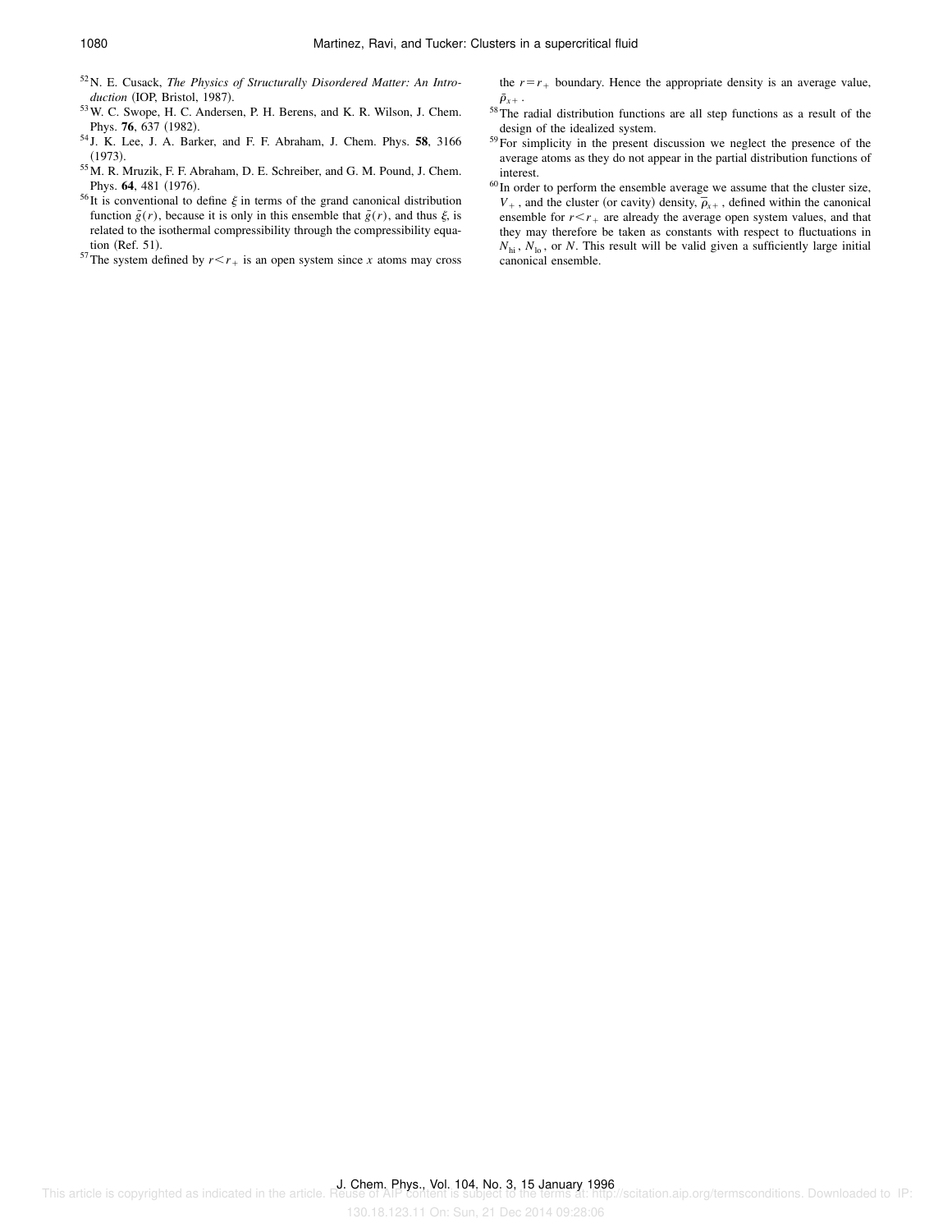[52] N. E. Cusack, *The Physics of Structurally Disordered Matter: An Introduction* (IOP, Bristol, 1987).

[53] W. C. Swope, H. C. Andersen, P. H. Berens, and K. R. Wilson, J. Chem. Phys. **76**, 637 (1982).

[54] J. K. Lee, J. A. Barker, and F. F. Abraham, J. Chem. Phys. **58**, 3166 (1973).

[55] M. R. Mruzik, F. F. Abraham, D. E. Schreiber, and G. M. Pound, J. Chem. Phys. **64**, 481 (1976).

[56] It is conventional to define $\xi$ in terms of the grand canonical distribution function $\bar{g}(r)$, because it is only in this ensemble that $\bar{g}(r)$, and thus $\xi$, is related to the isothermal compressibility through the compressibility equation (Ref. 51).

[57] The system defined by $r<r_+$ is an open system since $x$ atoms may cross the $r=r_+$ boundary. Hence the appropriate density is an average value, $\bar{\rho}_{x+}$.

[58] The radial distribution functions are all step functions as a result of the design of the idealized system.

[59] For simplicity in the present discussion we neglect the presence of the average atoms as they do not appear in the partial distribution functions of interest.

[60] In order to perform the ensemble average we assume that the cluster size, $V_+$, and the cluster (or cavity) density, $\bar{\rho}_{x+}$, defined within the canonical ensemble for $r<r_+$ are already the average open system values, and that they may therefore be taken as constants with respect to fluctuations in $N_{\text{hi}}$, $N_{\text{lo}}$, or $N$. This result will be valid given a sufficiently large initial canonical ensemble.